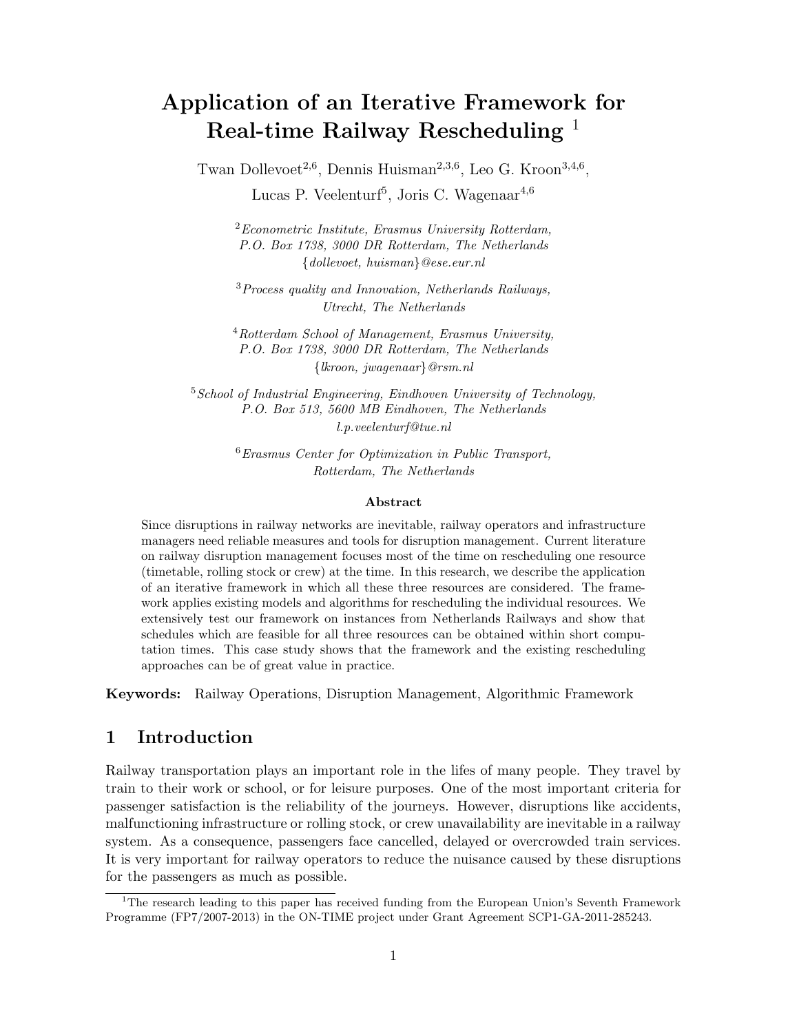# Application of an Iterative Framework for Real-time Railway Rescheduling [1]

Twan Dollevoet[2,6], Dennis Huisman[2,3,6], Leo G. Kroon[3,4,6],
Lucas P. Veelenturf[5], Joris C. Wagenaar[4,6]

[2] *Econometric Institute, Erasmus University Rotterdam, P.O. Box 1738, 3000 DR Rotterdam, The Netherlands*
*{dollevoet, huisman}@ese.eur.nl*

[3] *Process quality and Innovation, Netherlands Railways, Utrecht, The Netherlands*

[4] *Rotterdam School of Management, Erasmus University, P.O. Box 1738, 3000 DR Rotterdam, The Netherlands*
*{lkroon, jwagenaar}@rsm.nl*

[5] *School of Industrial Engineering, Eindhoven University of Technology, P.O. Box 513, 5600 MB Eindhoven, The Netherlands*
*l.p.veelenturf@tue.nl*

[6] *Erasmus Center for Optimization in Public Transport, Rotterdam, The Netherlands*

**Abstract**

Since disruptions in railway networks are inevitable, railway operators and infrastructure managers need reliable measures and tools for disruption management. Current literature on railway disruption management focuses most of the time on rescheduling one resource (timetable, rolling stock or crew) at the time. In this research, we describe the application of an iterative framework in which all these three resources are considered. The framework applies existing models and algorithms for rescheduling the individual resources. We extensively test our framework on instances from Netherlands Railways and show that schedules which are feasible for all three resources can be obtained within short computation times. This case study shows that the framework and the existing rescheduling approaches can be of great value in practice.

**Keywords:** Railway Operations, Disruption Management, Algorithmic Framework

## 1 Introduction

Railway transportation plays an important role in the lifes of many people. They travel by train to their work or school, or for leisure purposes. One of the most important criteria for passenger satisfaction is the reliability of the journeys. However, disruptions like accidents, malfunctioning infrastructure or rolling stock, or crew unavailability are inevitable in a railway system. As a consequence, passengers face cancelled, delayed or overcrowded train services. It is very important for railway operators to reduce the nuisance caused by these disruptions for the passengers as much as possible.

---

[1] The research leading to this paper has received funding from the European Union's Seventh Framework Programme (FP7/2007-2013) in the ON-TIME project under Grant Agreement SCP1-GA-2011-285243.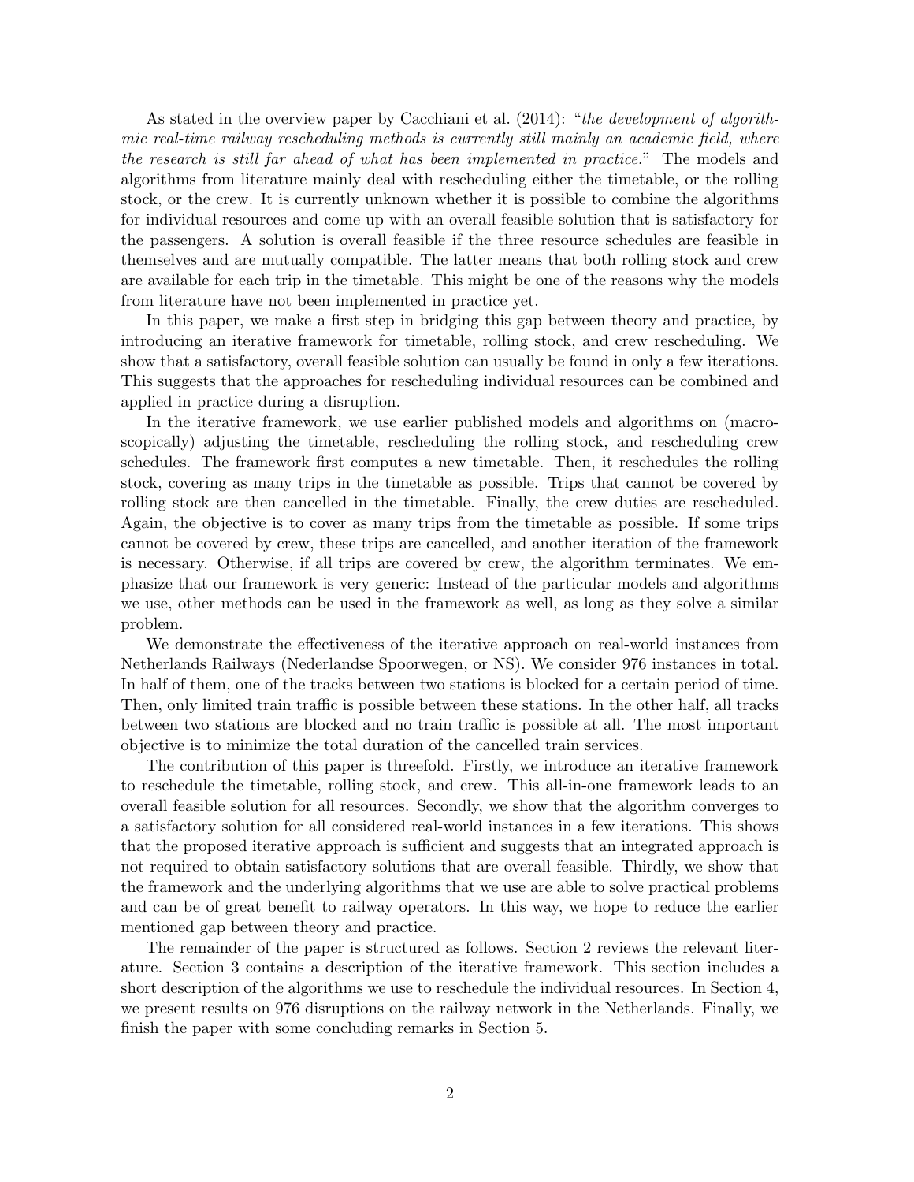As stated in the overview paper by Cacchiani et al. (2014): "*the development of algorithmic real-time railway rescheduling methods is currently still mainly an academic field, where the research is still far ahead of what has been implemented in practice.*" The models and algorithms from literature mainly deal with rescheduling either the timetable, or the rolling stock, or the crew. It is currently unknown whether it is possible to combine the algorithms for individual resources and come up with an overall feasible solution that is satisfactory for the passengers. A solution is overall feasible if the three resource schedules are feasible in themselves and are mutually compatible. The latter means that both rolling stock and crew are available for each trip in the timetable. This might be one of the reasons why the models from literature have not been implemented in practice yet.

In this paper, we make a first step in bridging this gap between theory and practice, by introducing an iterative framework for timetable, rolling stock, and crew rescheduling. We show that a satisfactory, overall feasible solution can usually be found in only a few iterations. This suggests that the approaches for rescheduling individual resources can be combined and applied in practice during a disruption.

In the iterative framework, we use earlier published models and algorithms on (macroscopically) adjusting the timetable, rescheduling the rolling stock, and rescheduling crew schedules. The framework first computes a new timetable. Then, it reschedules the rolling stock, covering as many trips in the timetable as possible. Trips that cannot be covered by rolling stock are then cancelled in the timetable. Finally, the crew duties are rescheduled. Again, the objective is to cover as many trips from the timetable as possible. If some trips cannot be covered by crew, these trips are cancelled, and another iteration of the framework is necessary. Otherwise, if all trips are covered by crew, the algorithm terminates. We emphasize that our framework is very generic: Instead of the particular models and algorithms we use, other methods can be used in the framework as well, as long as they solve a similar problem.

We demonstrate the effectiveness of the iterative approach on real-world instances from Netherlands Railways (Nederlandse Spoorwegen, or NS). We consider 976 instances in total. In half of them, one of the tracks between two stations is blocked for a certain period of time. Then, only limited train traffic is possible between these stations. In the other half, all tracks between two stations are blocked and no train traffic is possible at all. The most important objective is to minimize the total duration of the cancelled train services.

The contribution of this paper is threefold. Firstly, we introduce an iterative framework to reschedule the timetable, rolling stock, and crew. This all-in-one framework leads to an overall feasible solution for all resources. Secondly, we show that the algorithm converges to a satisfactory solution for all considered real-world instances in a few iterations. This shows that the proposed iterative approach is sufficient and suggests that an integrated approach is not required to obtain satisfactory solutions that are overall feasible. Thirdly, we show that the framework and the underlying algorithms that we use are able to solve practical problems and can be of great benefit to railway operators. In this way, we hope to reduce the earlier mentioned gap between theory and practice.

The remainder of the paper is structured as follows. Section 2 reviews the relevant literature. Section 3 contains a description of the iterative framework. This section includes a short description of the algorithms we use to reschedule the individual resources. In Section 4, we present results on 976 disruptions on the railway network in the Netherlands. Finally, we finish the paper with some concluding remarks in Section 5.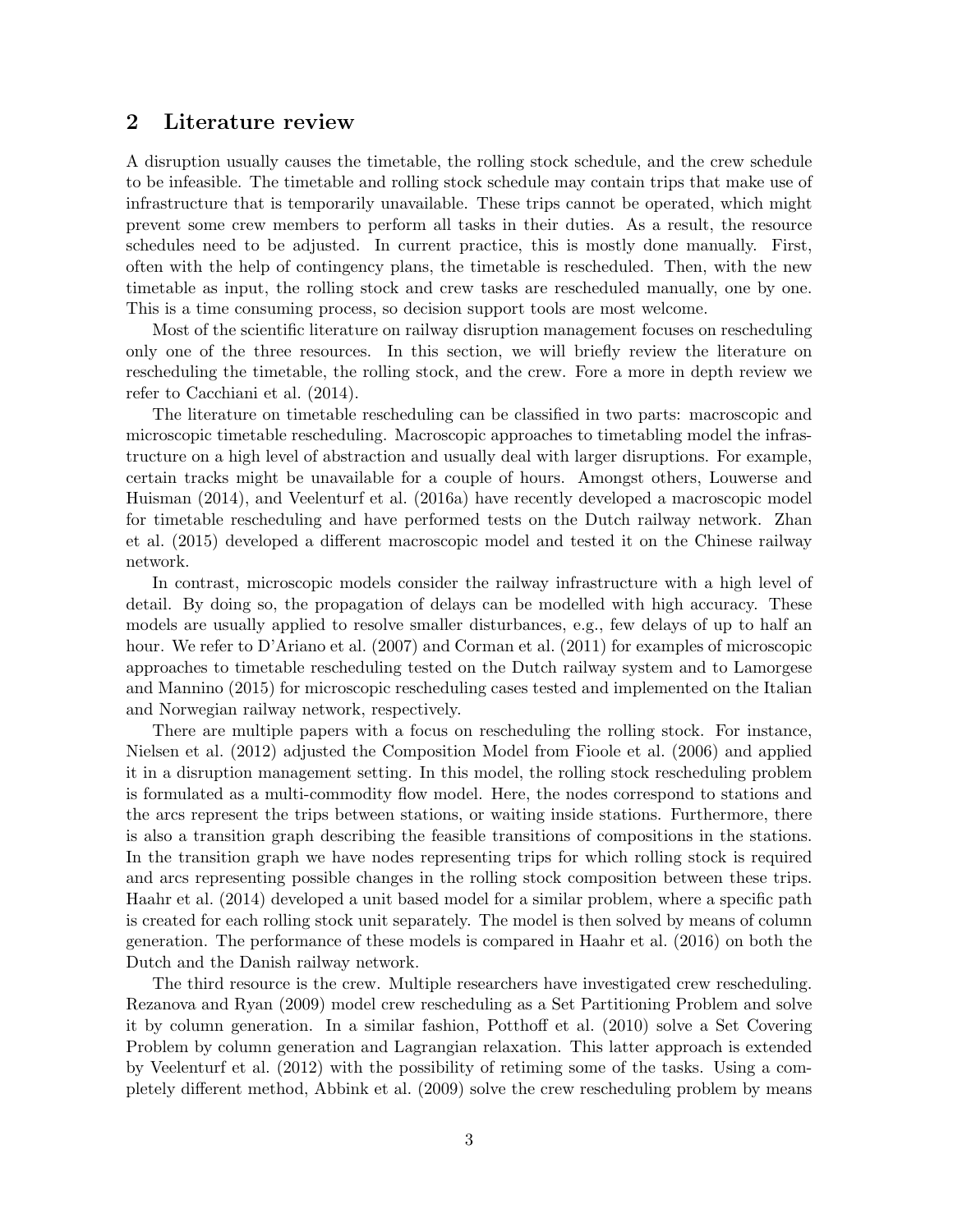## 2 Literature review

A disruption usually causes the timetable, the rolling stock schedule, and the crew schedule to be infeasible. The timetable and rolling stock schedule may contain trips that make use of infrastructure that is temporarily unavailable. These trips cannot be operated, which might prevent some crew members to perform all tasks in their duties. As a result, the resource schedules need to be adjusted. In current practice, this is mostly done manually. First, often with the help of contingency plans, the timetable is rescheduled. Then, with the new timetable as input, the rolling stock and crew tasks are rescheduled manually, one by one. This is a time consuming process, so decision support tools are most welcome.

Most of the scientific literature on railway disruption management focuses on rescheduling only one of the three resources. In this section, we will briefly review the literature on rescheduling the timetable, the rolling stock, and the crew. Fore a more in depth review we refer to Cacchiani et al. (2014).

The literature on timetable rescheduling can be classified in two parts: macroscopic and microscopic timetable rescheduling. Macroscopic approaches to timetabling model the infrastructure on a high level of abstraction and usually deal with larger disruptions. For example, certain tracks might be unavailable for a couple of hours. Amongst others, Louwerse and Huisman (2014), and Veelenturf et al. (2016a) have recently developed a macroscopic model for timetable rescheduling and have performed tests on the Dutch railway network. Zhan et al. (2015) developed a different macroscopic model and tested it on the Chinese railway network.

In contrast, microscopic models consider the railway infrastructure with a high level of detail. By doing so, the propagation of delays can be modelled with high accuracy. These models are usually applied to resolve smaller disturbances, e.g., few delays of up to half an hour. We refer to D'Ariano et al. (2007) and Corman et al. (2011) for examples of microscopic approaches to timetable rescheduling tested on the Dutch railway system and to Lamorgese and Mannino (2015) for microscopic rescheduling cases tested and implemented on the Italian and Norwegian railway network, respectively.

There are multiple papers with a focus on rescheduling the rolling stock. For instance, Nielsen et al. (2012) adjusted the Composition Model from Fioole et al. (2006) and applied it in a disruption management setting. In this model, the rolling stock rescheduling problem is formulated as a multi-commodity flow model. Here, the nodes correspond to stations and the arcs represent the trips between stations, or waiting inside stations. Furthermore, there is also a transition graph describing the feasible transitions of compositions in the stations. In the transition graph we have nodes representing trips for which rolling stock is required and arcs representing possible changes in the rolling stock composition between these trips. Haahr et al. (2014) developed a unit based model for a similar problem, where a specific path is created for each rolling stock unit separately. The model is then solved by means of column generation. The performance of these models is compared in Haahr et al. (2016) on both the Dutch and the Danish railway network.

The third resource is the crew. Multiple researchers have investigated crew rescheduling. Rezanova and Ryan (2009) model crew rescheduling as a Set Partitioning Problem and solve it by column generation. In a similar fashion, Potthoff et al. (2010) solve a Set Covering Problem by column generation and Lagrangian relaxation. This latter approach is extended by Veelenturf et al. (2012) with the possibility of retiming some of the tasks. Using a completely different method, Abbink et al. (2009) solve the crew rescheduling problem by means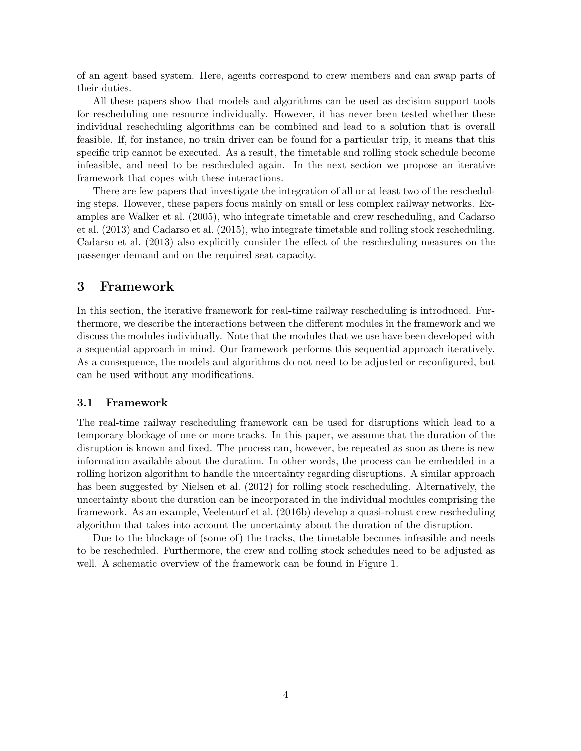of an agent based system. Here, agents correspond to crew members and can swap parts of their duties.

All these papers show that models and algorithms can be used as decision support tools for rescheduling one resource individually. However, it has never been tested whether these individual rescheduling algorithms can be combined and lead to a solution that is overall feasible. If, for instance, no train driver can be found for a particular trip, it means that this specific trip cannot be executed. As a result, the timetable and rolling stock schedule become infeasible, and need to be rescheduled again. In the next section we propose an iterative framework that copes with these interactions.

There are few papers that investigate the integration of all or at least two of the rescheduling steps. However, these papers focus mainly on small or less complex railway networks. Examples are Walker et al. (2005), who integrate timetable and crew rescheduling, and Cadarso et al. (2013) and Cadarso et al. (2015), who integrate timetable and rolling stock rescheduling. Cadarso et al. (2013) also explicitly consider the effect of the rescheduling measures on the passenger demand and on the required seat capacity.

# 3 Framework

In this section, the iterative framework for real-time railway rescheduling is introduced. Furthermore, we describe the interactions between the different modules in the framework and we discuss the modules individually. Note that the modules that we use have been developed with a sequential approach in mind. Our framework performs this sequential approach iteratively. As a consequence, the models and algorithms do not need to be adjusted or reconfigured, but can be used without any modifications.

## 3.1 Framework

The real-time railway rescheduling framework can be used for disruptions which lead to a temporary blockage of one or more tracks. In this paper, we assume that the duration of the disruption is known and fixed. The process can, however, be repeated as soon as there is new information available about the duration. In other words, the process can be embedded in a rolling horizon algorithm to handle the uncertainty regarding disruptions. A similar approach has been suggested by Nielsen et al. (2012) for rolling stock rescheduling. Alternatively, the uncertainty about the duration can be incorporated in the individual modules comprising the framework. As an example, Veelenturf et al. (2016b) develop a quasi-robust crew rescheduling algorithm that takes into account the uncertainty about the duration of the disruption.

Due to the blockage of (some of) the tracks, the timetable becomes infeasible and needs to be rescheduled. Furthermore, the crew and rolling stock schedules need to be adjusted as well. A schematic overview of the framework can be found in Figure 1.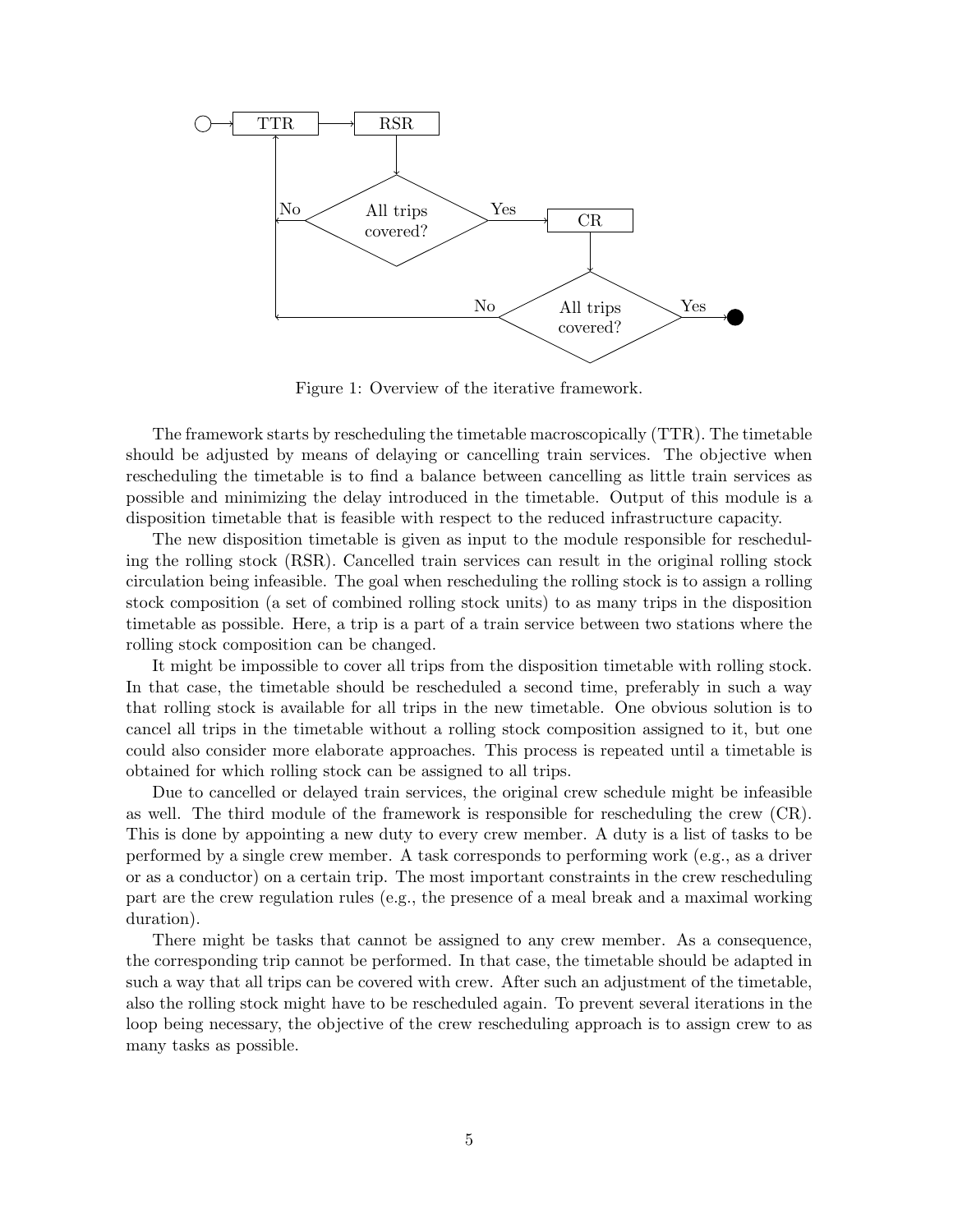TTR

RSR

All trips covered?

No

Yes

CR

All trips covered?

No

Yes

Figure 1: Overview of the iterative framework.

The framework starts by rescheduling the timetable macroscopically (TTR). The timetable should be adjusted by means of delaying or cancelling train services. The objective when rescheduling the timetable is to find a balance between cancelling as little train services as possible and minimizing the delay introduced in the timetable. Output of this module is a disposition timetable that is feasible with respect to the reduced infrastructure capacity.

The new disposition timetable is given as input to the module responsible for rescheduling the rolling stock (RSR). Cancelled train services can result in the original rolling stock circulation being infeasible. The goal when rescheduling the rolling stock is to assign a rolling stock composition (a set of combined rolling stock units) to as many trips in the disposition timetable as possible. Here, a trip is a part of a train service between two stations where the rolling stock composition can be changed.

It might be impossible to cover all trips from the disposition timetable with rolling stock. In that case, the timetable should be rescheduled a second time, preferably in such a way that rolling stock is available for all trips in the new timetable. One obvious solution is to cancel all trips in the timetable without a rolling stock composition assigned to it, but one could also consider more elaborate approaches. This process is repeated until a timetable is obtained for which rolling stock can be assigned to all trips.

Due to cancelled or delayed train services, the original crew schedule might be infeasible as well. The third module of the framework is responsible for rescheduling the crew (CR). This is done by appointing a new duty to every crew member. A duty is a list of tasks to be performed by a single crew member. A task corresponds to performing work (e.g., as a driver or as a conductor) on a certain trip. The most important constraints in the crew rescheduling part are the crew regulation rules (e.g., the presence of a meal break and a maximal working duration).

There might be tasks that cannot be assigned to any crew member. As a consequence, the corresponding trip cannot be performed. In that case, the timetable should be adapted in such a way that all trips can be covered with crew. After such an adjustment of the timetable, also the rolling stock might have to be rescheduled again. To prevent several iterations in the loop being necessary, the objective of the crew rescheduling approach is to assign crew to as many tasks as possible.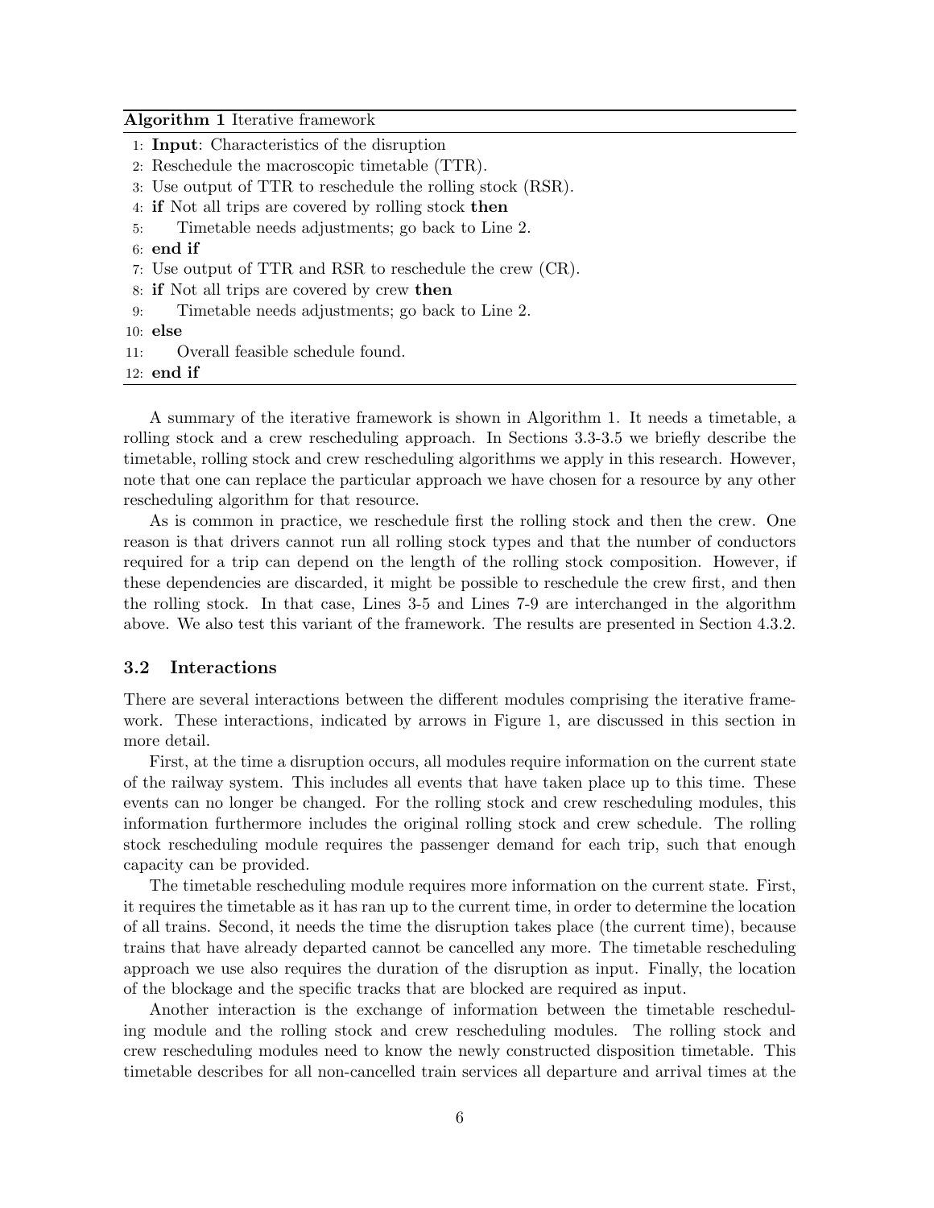**Algorithm 1** Iterative framework

```
1: Input: Characteristics of the disruption
2: Reschedule the macroscopic timetable (TTR).
3: Use output of TTR to reschedule the rolling stock (RSR).
4: if Not all trips are covered by rolling stock then
5:     Timetable needs adjustments; go back to Line 2.
6: end if
7: Use output of TTR and RSR to reschedule the crew (CR).
8: if Not all trips are covered by crew then
9:     Timetable needs adjustments; go back to Line 2.
10: else
11:     Overall feasible schedule found.
12: end if
```

A summary of the iterative framework is shown in Algorithm 1. It needs a timetable, a rolling stock and a crew rescheduling approach. In Sections 3.3-3.5 we briefly describe the timetable, rolling stock and crew rescheduling algorithms we apply in this research. However, note that one can replace the particular approach we have chosen for a resource by any other rescheduling algorithm for that resource.

As is common in practice, we reschedule first the rolling stock and then the crew. One reason is that drivers cannot run all rolling stock types and that the number of conductors required for a trip can depend on the length of the rolling stock composition. However, if these dependencies are discarded, it might be possible to reschedule the crew first, and then the rolling stock. In that case, Lines 3-5 and Lines 7-9 are interchanged in the algorithm above. We also test this variant of the framework. The results are presented in Section 4.3.2.

### 3.2 Interactions

There are several interactions between the different modules comprising the iterative framework. These interactions, indicated by arrows in Figure 1, are discussed in this section in more detail.

First, at the time a disruption occurs, all modules require information on the current state of the railway system. This includes all events that have taken place up to this time. These events can no longer be changed. For the rolling stock and crew rescheduling modules, this information furthermore includes the original rolling stock and crew schedule. The rolling stock rescheduling module requires the passenger demand for each trip, such that enough capacity can be provided.

The timetable rescheduling module requires more information on the current state. First, it requires the timetable as it has ran up to the current time, in order to determine the location of all trains. Second, it needs the time the disruption takes place (the current time), because trains that have already departed cannot be cancelled any more. The timetable rescheduling approach we use also requires the duration of the disruption as input. Finally, the location of the blockage and the specific tracks that are blocked are required as input.

Another interaction is the exchange of information between the timetable rescheduling module and the rolling stock and crew rescheduling modules. The rolling stock and crew rescheduling modules need to know the newly constructed disposition timetable. This timetable describes for all non-cancelled train services all departure and arrival times at the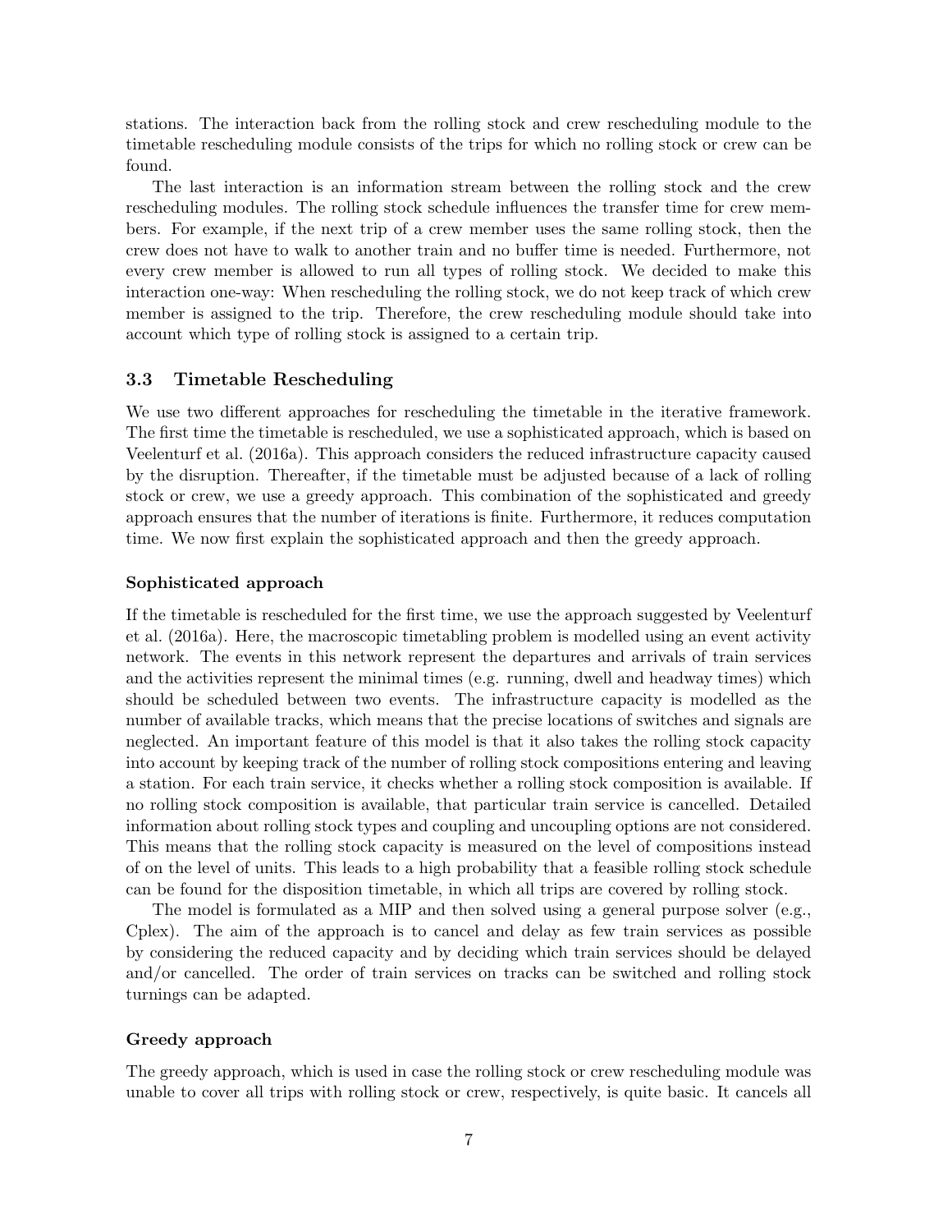stations. The interaction back from the rolling stock and crew rescheduling module to the timetable rescheduling module consists of the trips for which no rolling stock or crew can be found.

The last interaction is an information stream between the rolling stock and the crew rescheduling modules. The rolling stock schedule influences the transfer time for crew members. For example, if the next trip of a crew member uses the same rolling stock, then the crew does not have to walk to another train and no buffer time is needed. Furthermore, not every crew member is allowed to run all types of rolling stock. We decided to make this interaction one-way: When rescheduling the rolling stock, we do not keep track of which crew member is assigned to the trip. Therefore, the crew rescheduling module should take into account which type of rolling stock is assigned to a certain trip.

### 3.3 Timetable Rescheduling

We use two different approaches for rescheduling the timetable in the iterative framework. The first time the timetable is rescheduled, we use a sophisticated approach, which is based on Veelenturf et al. (2016a). This approach considers the reduced infrastructure capacity caused by the disruption. Thereafter, if the timetable must be adjusted because of a lack of rolling stock or crew, we use a greedy approach. This combination of the sophisticated and greedy approach ensures that the number of iterations is finite. Furthermore, it reduces computation time. We now first explain the sophisticated approach and then the greedy approach.

#### Sophisticated approach

If the timetable is rescheduled for the first time, we use the approach suggested by Veelenturf et al. (2016a). Here, the macroscopic timetabling problem is modelled using an event activity network. The events in this network represent the departures and arrivals of train services and the activities represent the minimal times (e.g. running, dwell and headway times) which should be scheduled between two events. The infrastructure capacity is modelled as the number of available tracks, which means that the precise locations of switches and signals are neglected. An important feature of this model is that it also takes the rolling stock capacity into account by keeping track of the number of rolling stock compositions entering and leaving a station. For each train service, it checks whether a rolling stock composition is available. If no rolling stock composition is available, that particular train service is cancelled. Detailed information about rolling stock types and coupling and uncoupling options are not considered. This means that the rolling stock capacity is measured on the level of compositions instead of on the level of units. This leads to a high probability that a feasible rolling stock schedule can be found for the disposition timetable, in which all trips are covered by rolling stock.

The model is formulated as a MIP and then solved using a general purpose solver (e.g., Cplex). The aim of the approach is to cancel and delay as few train services as possible by considering the reduced capacity and by deciding which train services should be delayed and/or cancelled. The order of train services on tracks can be switched and rolling stock turnings can be adapted.

#### Greedy approach

The greedy approach, which is used in case the rolling stock or crew rescheduling module was unable to cover all trips with rolling stock or crew, respectively, is quite basic. It cancels all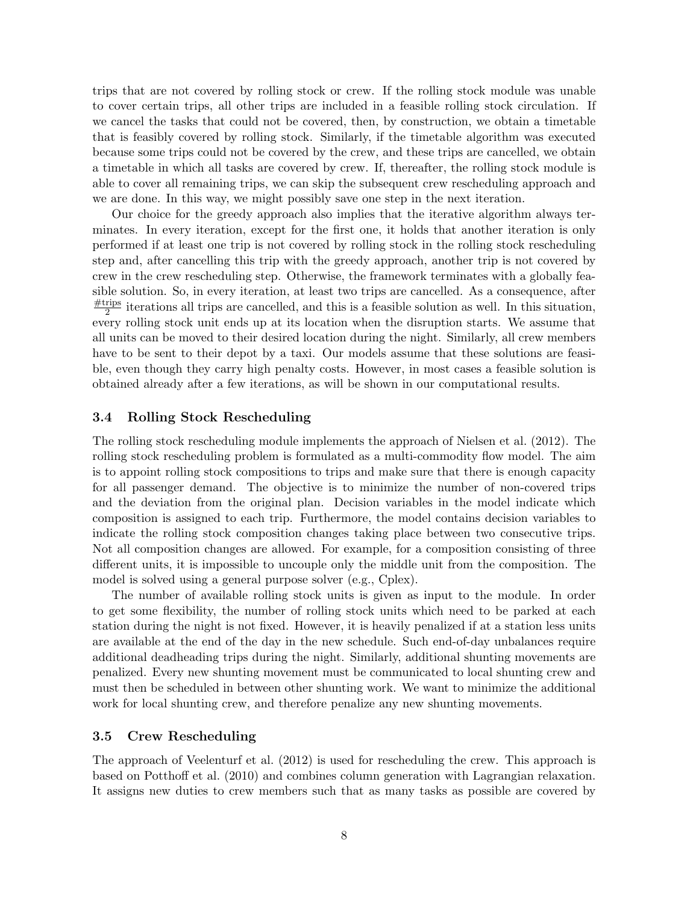trips that are not covered by rolling stock or crew. If the rolling stock module was unable to cover certain trips, all other trips are included in a feasible rolling stock circulation. If we cancel the tasks that could not be covered, then, by construction, we obtain a timetable that is feasibly covered by rolling stock. Similarly, if the timetable algorithm was executed because some trips could not be covered by the crew, and these trips are cancelled, we obtain a timetable in which all tasks are covered by crew. If, thereafter, the rolling stock module is able to cover all remaining trips, we can skip the subsequent crew rescheduling approach and we are done. In this way, we might possibly save one step in the next iteration.

Our choice for the greedy approach also implies that the iterative algorithm always terminates. In every iteration, except for the first one, it holds that another iteration is only performed if at least one trip is not covered by rolling stock in the rolling stock rescheduling step and, after cancelling this trip with the greedy approach, another trip is not covered by crew in the crew rescheduling step. Otherwise, the framework terminates with a globally feasible solution. So, in every iteration, at least two trips are cancelled. As a consequence, after $\frac{\#\text{trips}}{2}$ iterations all trips are cancelled, and this is a feasible solution as well. In this situation, every rolling stock unit ends up at its location when the disruption starts. We assume that all units can be moved to their desired location during the night. Similarly, all crew members have to be sent to their depot by a taxi. Our models assume that these solutions are feasible, even though they carry high penalty costs. However, in most cases a feasible solution is obtained already after a few iterations, as will be shown in our computational results.

### 3.4 Rolling Stock Rescheduling

The rolling stock rescheduling module implements the approach of Nielsen et al. (2012). The rolling stock rescheduling problem is formulated as a multi-commodity flow model. The aim is to appoint rolling stock compositions to trips and make sure that there is enough capacity for all passenger demand. The objective is to minimize the number of non-covered trips and the deviation from the original plan. Decision variables in the model indicate which composition is assigned to each trip. Furthermore, the model contains decision variables to indicate the rolling stock composition changes taking place between two consecutive trips. Not all composition changes are allowed. For example, for a composition consisting of three different units, it is impossible to uncouple only the middle unit from the composition. The model is solved using a general purpose solver (e.g., Cplex).

The number of available rolling stock units is given as input to the module. In order to get some flexibility, the number of rolling stock units which need to be parked at each station during the night is not fixed. However, it is heavily penalized if at a station less units are available at the end of the day in the new schedule. Such end-of-day unbalances require additional deadheading trips during the night. Similarly, additional shunting movements are penalized. Every new shunting movement must be communicated to local shunting crew and must then be scheduled in between other shunting work. We want to minimize the additional work for local shunting crew, and therefore penalize any new shunting movements.

### 3.5 Crew Rescheduling

The approach of Veelenturf et al. (2012) is used for rescheduling the crew. This approach is based on Potthoff et al. (2010) and combines column generation with Lagrangian relaxation. It assigns new duties to crew members such that as many tasks as possible are covered by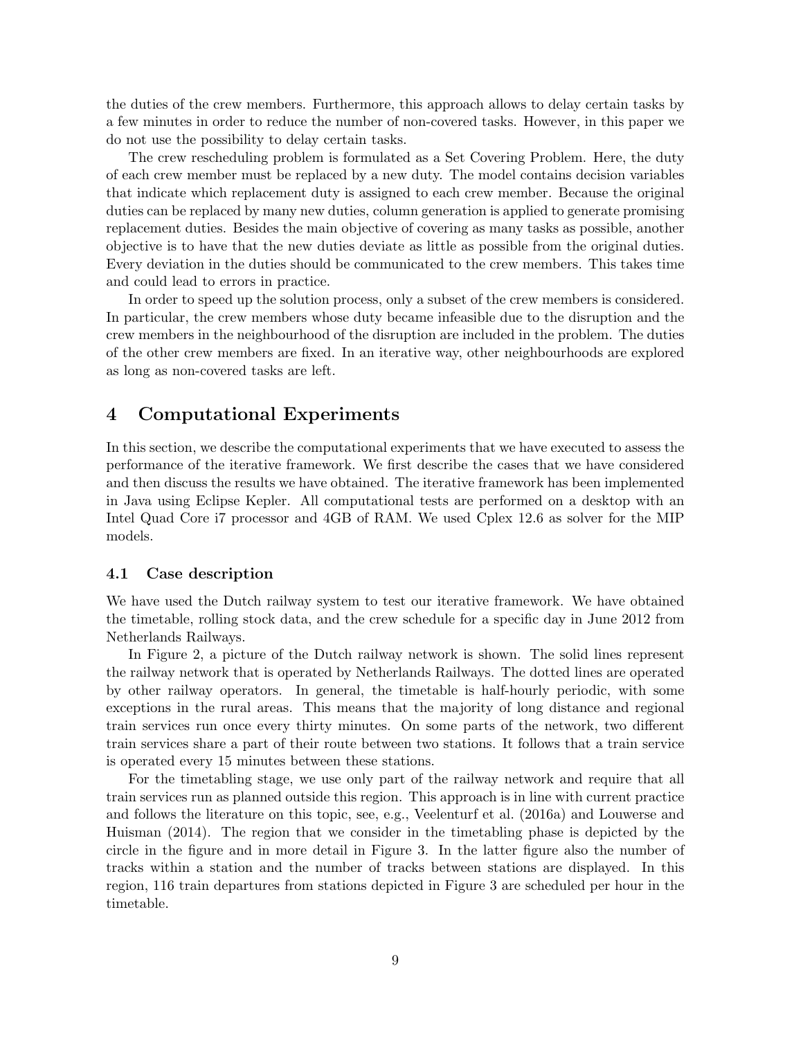the duties of the crew members. Furthermore, this approach allows to delay certain tasks by a few minutes in order to reduce the number of non-covered tasks. However, in this paper we do not use the possibility to delay certain tasks.

The crew rescheduling problem is formulated as a Set Covering Problem. Here, the duty of each crew member must be replaced by a new duty. The model contains decision variables that indicate which replacement duty is assigned to each crew member. Because the original duties can be replaced by many new duties, column generation is applied to generate promising replacement duties. Besides the main objective of covering as many tasks as possible, another objective is to have that the new duties deviate as little as possible from the original duties. Every deviation in the duties should be communicated to the crew members. This takes time and could lead to errors in practice.

In order to speed up the solution process, only a subset of the crew members is considered. In particular, the crew members whose duty became infeasible due to the disruption and the crew members in the neighbourhood of the disruption are included in the problem. The duties of the other crew members are fixed. In an iterative way, other neighbourhoods are explored as long as non-covered tasks are left.

# 4 Computational Experiments

In this section, we describe the computational experiments that we have executed to assess the performance of the iterative framework. We first describe the cases that we have considered and then discuss the results we have obtained. The iterative framework has been implemented in Java using Eclipse Kepler. All computational tests are performed on a desktop with an Intel Quad Core i7 processor and 4GB of RAM. We used Cplex 12.6 as solver for the MIP models.

## 4.1 Case description

We have used the Dutch railway system to test our iterative framework. We have obtained the timetable, rolling stock data, and the crew schedule for a specific day in June 2012 from Netherlands Railways.

In Figure 2, a picture of the Dutch railway network is shown. The solid lines represent the railway network that is operated by Netherlands Railways. The dotted lines are operated by other railway operators. In general, the timetable is half-hourly periodic, with some exceptions in the rural areas. This means that the majority of long distance and regional train services run once every thirty minutes. On some parts of the network, two different train services share a part of their route between two stations. It follows that a train service is operated every 15 minutes between these stations.

For the timetabling stage, we use only part of the railway network and require that all train services run as planned outside this region. This approach is in line with current practice and follows the literature on this topic, see, e.g., Veelenturf et al. (2016a) and Louwerse and Huisman (2014). The region that we consider in the timetabling phase is depicted by the circle in the figure and in more detail in Figure 3. In the latter figure also the number of tracks within a station and the number of tracks between stations are displayed. In this region, 116 train departures from stations depicted in Figure 3 are scheduled per hour in the timetable.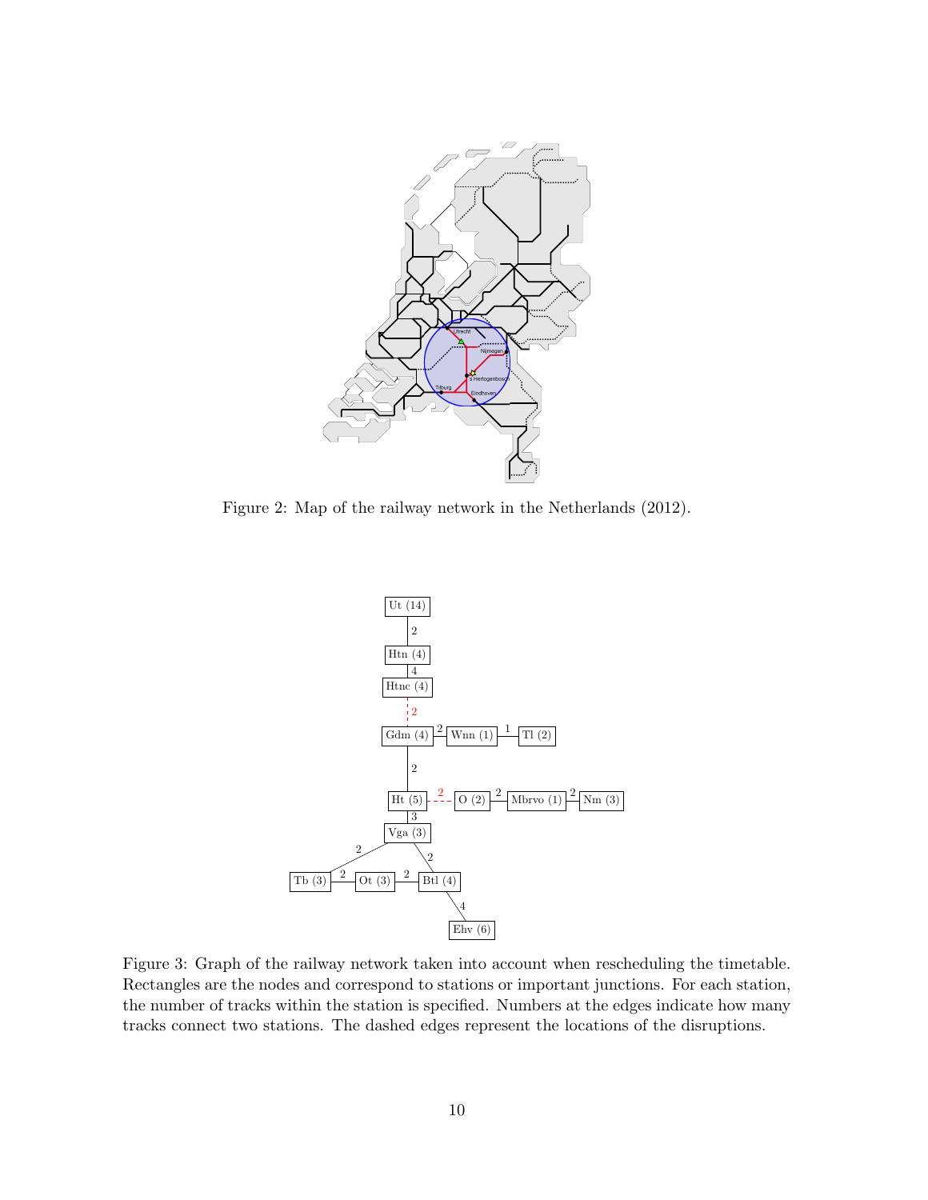Figure 2: Map of the railway network in the Netherlands (2012).

Figure 3: Graph of the railway network taken into account when rescheduling the timetable. Rectangles are the nodes and correspond to stations or important junctions. For each station, the number of tracks within the station is specified. Numbers at the edges indicate how many tracks connect two stations. The dashed edges represent the locations of the disruptions.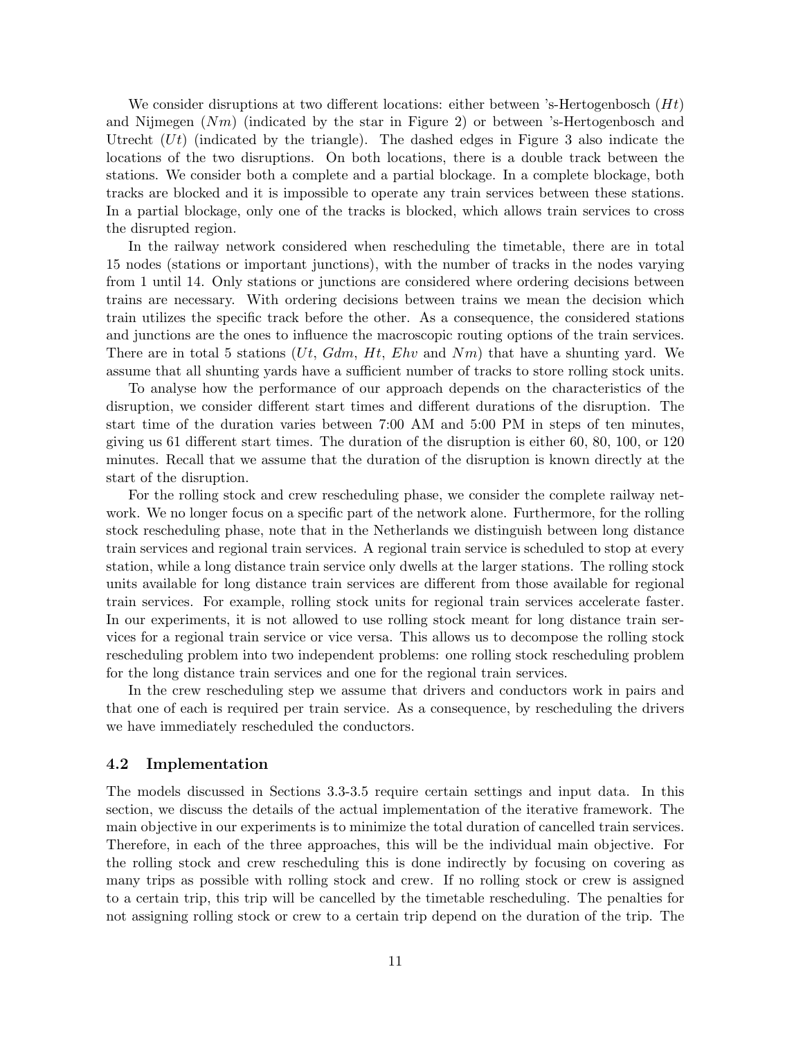We consider disruptions at two different locations: either between 's-Hertogenbosch ($Ht$) and Nijmegen ($Nm$) (indicated by the star in Figure 2) or between 's-Hertogenbosch and Utrecht ($Ut$) (indicated by the triangle). The dashed edges in Figure 3 also indicate the locations of the two disruptions. On both locations, there is a double track between the stations. We consider both a complete and a partial blockage. In a complete blockage, both tracks are blocked and it is impossible to operate any train services between these stations. In a partial blockage, only one of the tracks is blocked, which allows train services to cross the disrupted region.

In the railway network considered when rescheduling the timetable, there are in total 15 nodes (stations or important junctions), with the number of tracks in the nodes varying from 1 until 14. Only stations or junctions are considered where ordering decisions between trains are necessary. With ordering decisions between trains we mean the decision which train utilizes the specific track before the other. As a consequence, the considered stations and junctions are the ones to influence the macroscopic routing options of the train services. There are in total 5 stations ($Ut$, $Gdm$, $Ht$, $Ehv$ and $Nm$) that have a shunting yard. We assume that all shunting yards have a sufficient number of tracks to store rolling stock units.

To analyse how the performance of our approach depends on the characteristics of the disruption, we consider different start times and different durations of the disruption. The start time of the duration varies between 7:00 AM and 5:00 PM in steps of ten minutes, giving us 61 different start times. The duration of the disruption is either 60, 80, 100, or 120 minutes. Recall that we assume that the duration of the disruption is known directly at the start of the disruption.

For the rolling stock and crew rescheduling phase, we consider the complete railway network. We no longer focus on a specific part of the network alone. Furthermore, for the rolling stock rescheduling phase, note that in the Netherlands we distinguish between long distance train services and regional train services. A regional train service is scheduled to stop at every station, while a long distance train service only dwells at the larger stations. The rolling stock units available for long distance train services are different from those available for regional train services. For example, rolling stock units for regional train services accelerate faster. In our experiments, it is not allowed to use rolling stock meant for long distance train services for a regional train service or vice versa. This allows us to decompose the rolling stock rescheduling problem into two independent problems: one rolling stock rescheduling problem for the long distance train services and one for the regional train services.

In the crew rescheduling step we assume that drivers and conductors work in pairs and that one of each is required per train service. As a consequence, by rescheduling the drivers we have immediately rescheduled the conductors.

### 4.2 Implementation

The models discussed in Sections 3.3-3.5 require certain settings and input data. In this section, we discuss the details of the actual implementation of the iterative framework. The main objective in our experiments is to minimize the total duration of cancelled train services. Therefore, in each of the three approaches, this will be the individual main objective. For the rolling stock and crew rescheduling this is done indirectly by focusing on covering as many trips as possible with rolling stock and crew. If no rolling stock or crew is assigned to a certain trip, this trip will be cancelled by the timetable rescheduling. The penalties for not assigning rolling stock or crew to a certain trip depend on the duration of the trip. The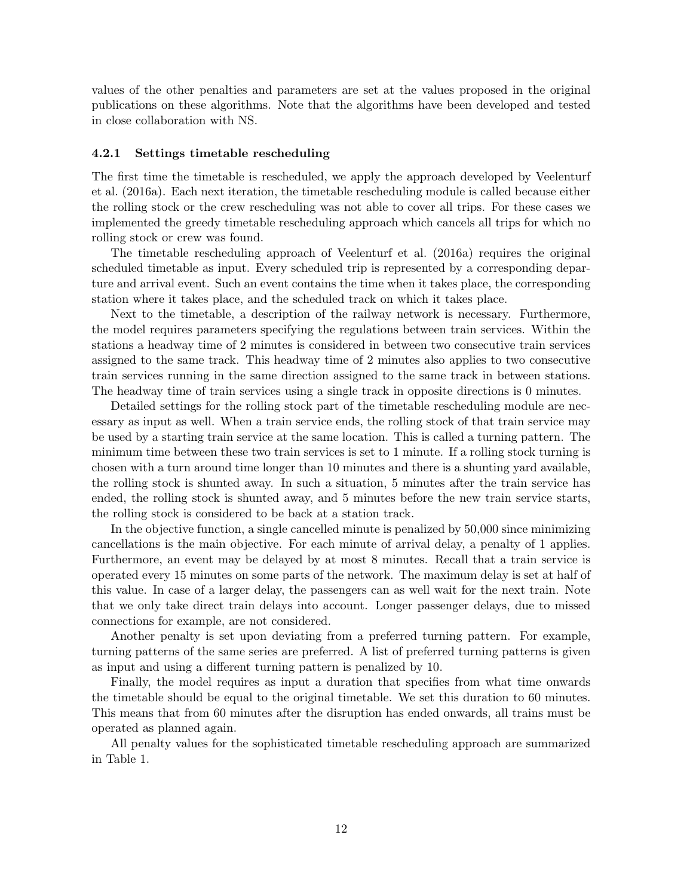values of the other penalties and parameters are set at the values proposed in the original publications on these algorithms. Note that the algorithms have been developed and tested in close collaboration with NS.

#### 4.2.1 Settings timetable rescheduling

The first time the timetable is rescheduled, we apply the approach developed by Veelenturf et al. (2016a). Each next iteration, the timetable rescheduling module is called because either the rolling stock or the crew rescheduling was not able to cover all trips. For these cases we implemented the greedy timetable rescheduling approach which cancels all trips for which no rolling stock or crew was found.

The timetable rescheduling approach of Veelenturf et al. (2016a) requires the original scheduled timetable as input. Every scheduled trip is represented by a corresponding departure and arrival event. Such an event contains the time when it takes place, the corresponding station where it takes place, and the scheduled track on which it takes place.

Next to the timetable, a description of the railway network is necessary. Furthermore, the model requires parameters specifying the regulations between train services. Within the stations a headway time of 2 minutes is considered in between two consecutive train services assigned to the same track. This headway time of 2 minutes also applies to two consecutive train services running in the same direction assigned to the same track in between stations. The headway time of train services using a single track in opposite directions is 0 minutes.

Detailed settings for the rolling stock part of the timetable rescheduling module are necessary as input as well. When a train service ends, the rolling stock of that train service may be used by a starting train service at the same location. This is called a turning pattern. The minimum time between these two train services is set to 1 minute. If a rolling stock turning is chosen with a turn around time longer than 10 minutes and there is a shunting yard available, the rolling stock is shunted away. In such a situation, 5 minutes after the train service has ended, the rolling stock is shunted away, and 5 minutes before the new train service starts, the rolling stock is considered to be back at a station track.

In the objective function, a single cancelled minute is penalized by 50,000 since minimizing cancellations is the main objective. For each minute of arrival delay, a penalty of 1 applies. Furthermore, an event may be delayed by at most 8 minutes. Recall that a train service is operated every 15 minutes on some parts of the network. The maximum delay is set at half of this value. In case of a larger delay, the passengers can as well wait for the next train. Note that we only take direct train delays into account. Longer passenger delays, due to missed connections for example, are not considered.

Another penalty is set upon deviating from a preferred turning pattern. For example, turning patterns of the same series are preferred. A list of preferred turning patterns is given as input and using a different turning pattern is penalized by 10.

Finally, the model requires as input a duration that specifies from what time onwards the timetable should be equal to the original timetable. We set this duration to 60 minutes. This means that from 60 minutes after the disruption has ended onwards, all trains must be operated as planned again.

All penalty values for the sophisticated timetable rescheduling approach are summarized in Table 1.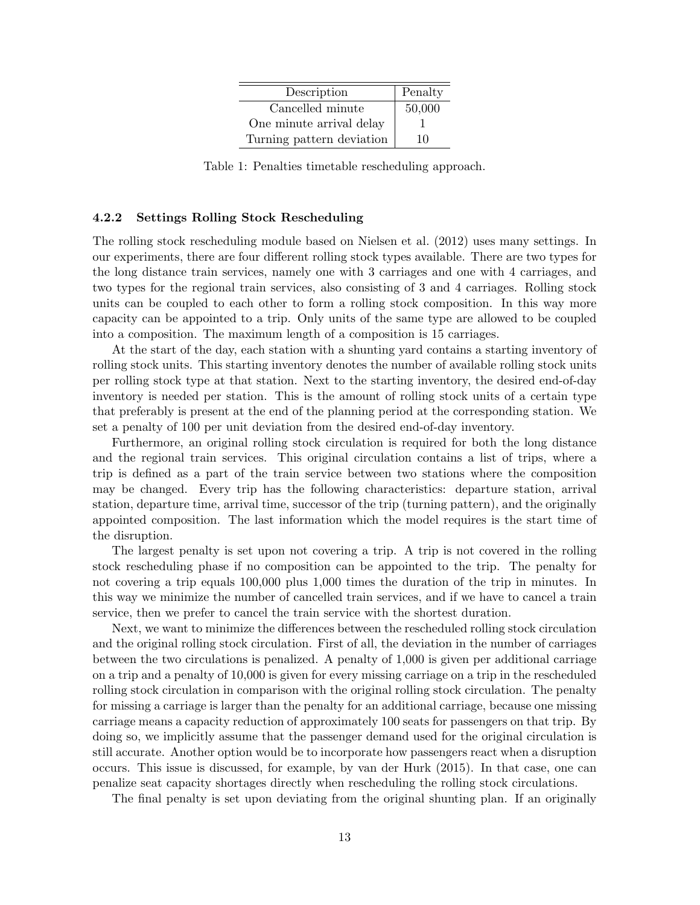| Description | Penalty |
|---|---|
| Cancelled minute | 50,000 |
| One minute arrival delay | 1 |
| Turning pattern deviation | 10 |

Table 1: Penalties timetable rescheduling approach.

#### 4.2.2 Settings Rolling Stock Rescheduling

The rolling stock rescheduling module based on Nielsen et al. (2012) uses many settings. In our experiments, there are four different rolling stock types available. There are two types for the long distance train services, namely one with 3 carriages and one with 4 carriages, and two types for the regional train services, also consisting of 3 and 4 carriages. Rolling stock units can be coupled to each other to form a rolling stock composition. In this way more capacity can be appointed to a trip. Only units of the same type are allowed to be coupled into a composition. The maximum length of a composition is 15 carriages.

At the start of the day, each station with a shunting yard contains a starting inventory of rolling stock units. This starting inventory denotes the number of available rolling stock units per rolling stock type at that station. Next to the starting inventory, the desired end-of-day inventory is needed per station. This is the amount of rolling stock units of a certain type that preferably is present at the end of the planning period at the corresponding station. We set a penalty of 100 per unit deviation from the desired end-of-day inventory.

Furthermore, an original rolling stock circulation is required for both the long distance and the regional train services. This original circulation contains a list of trips, where a trip is defined as a part of the train service between two stations where the composition may be changed. Every trip has the following characteristics: departure station, arrival station, departure time, arrival time, successor of the trip (turning pattern), and the originally appointed composition. The last information which the model requires is the start time of the disruption.

The largest penalty is set upon not covering a trip. A trip is not covered in the rolling stock rescheduling phase if no composition can be appointed to the trip. The penalty for not covering a trip equals 100,000 plus 1,000 times the duration of the trip in minutes. In this way we minimize the number of cancelled train services, and if we have to cancel a train service, then we prefer to cancel the train service with the shortest duration.

Next, we want to minimize the differences between the rescheduled rolling stock circulation and the original rolling stock circulation. First of all, the deviation in the number of carriages between the two circulations is penalized. A penalty of 1,000 is given per additional carriage on a trip and a penalty of 10,000 is given for every missing carriage on a trip in the rescheduled rolling stock circulation in comparison with the original rolling stock circulation. The penalty for missing a carriage is larger than the penalty for an additional carriage, because one missing carriage means a capacity reduction of approximately 100 seats for passengers on that trip. By doing so, we implicitly assume that the passenger demand used for the original circulation is still accurate. Another option would be to incorporate how passengers react when a disruption occurs. This issue is discussed, for example, by van der Hurk (2015). In that case, one can penalize seat capacity shortages directly when rescheduling the rolling stock circulations.

The final penalty is set upon deviating from the original shunting plan. If an originally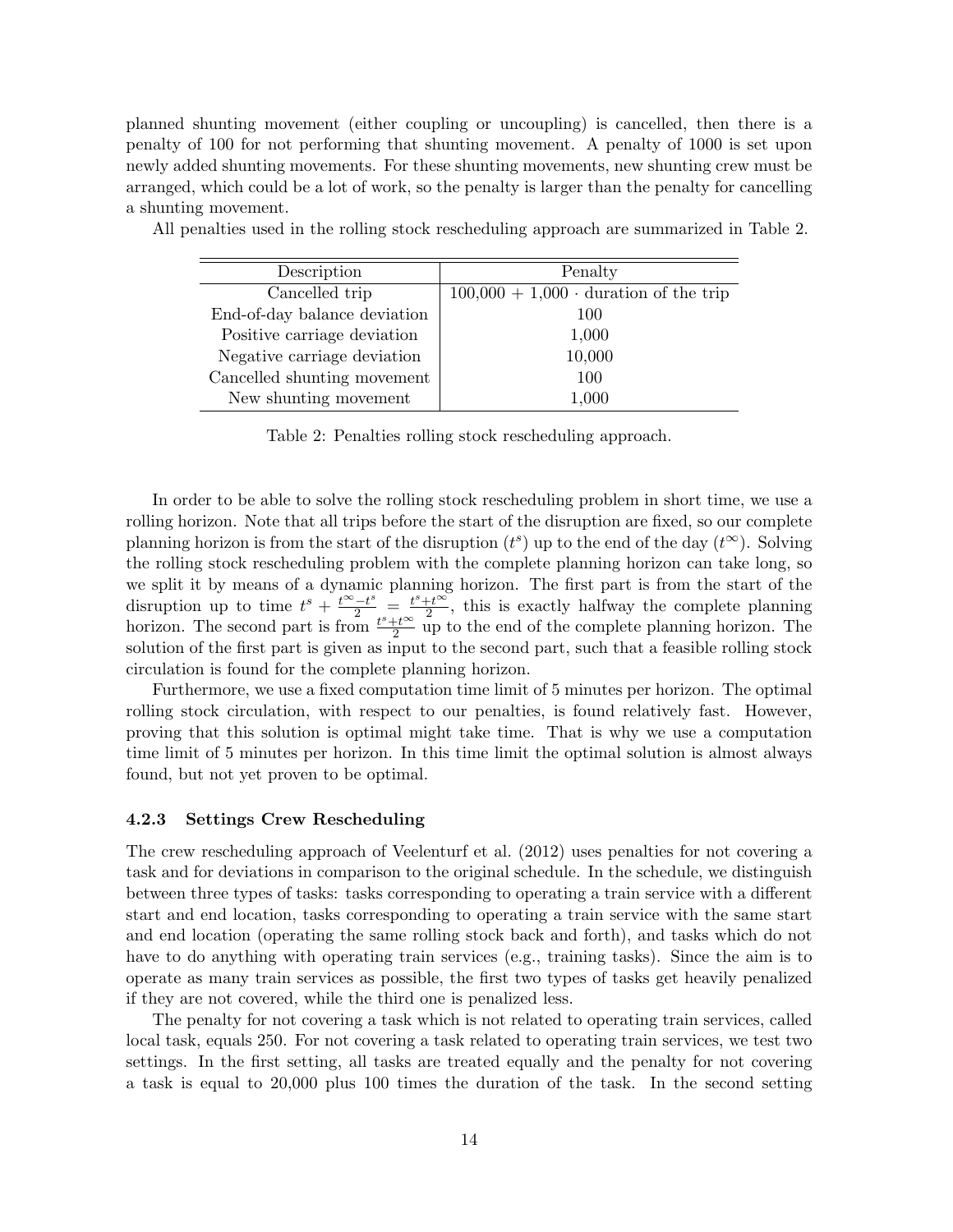planned shunting movement (either coupling or uncoupling) is cancelled, then there is a penalty of 100 for not performing that shunting movement. A penalty of 1000 is set upon newly added shunting movements. For these shunting movements, new shunting crew must be arranged, which could be a lot of work, so the penalty is larger than the penalty for cancelling a shunting movement.

All penalties used in the rolling stock rescheduling approach are summarized in Table 2.

| Description | Penalty |
|---|---|
| Cancelled trip | 100,000 + 1,000 $\cdot$ duration of the trip |
| End-of-day balance deviation | 100 |
| Positive carriage deviation | 1,000 |
| Negative carriage deviation | 10,000 |
| Cancelled shunting movement | 100 |
| New shunting movement | 1,000 |

Table 2: Penalties rolling stock rescheduling approach.

In order to be able to solve the rolling stock rescheduling problem in short time, we use a rolling horizon. Note that all trips before the start of the disruption are fixed, so our complete planning horizon is from the start of the disruption ($t^s$) up to the end of the day ($t^\infty$). Solving the rolling stock rescheduling problem with the complete planning horizon can take long, so we split it by means of a dynamic planning horizon. The first part is from the start of the disruption up to time $t^s + \frac{t^\infty - t^s}{2} = \frac{t^s + t^\infty}{2}$, this is exactly halfway the complete planning horizon. The second part is from $\frac{t^s + t^\infty}{2}$ up to the end of the complete planning horizon. The solution of the first part is given as input to the second part, such that a feasible rolling stock circulation is found for the complete planning horizon.

Furthermore, we use a fixed computation time limit of 5 minutes per horizon. The optimal rolling stock circulation, with respect to our penalties, is found relatively fast. However, proving that this solution is optimal might take time. That is why we use a computation time limit of 5 minutes per horizon. In this time limit the optimal solution is almost always found, but not yet proven to be optimal.

### 4.2.3 Settings Crew Rescheduling

The crew rescheduling approach of Veelenturf et al. (2012) uses penalties for not covering a task and for deviations in comparison to the original schedule. In the schedule, we distinguish between three types of tasks: tasks corresponding to operating a train service with a different start and end location, tasks corresponding to operating a train service with the same start and end location (operating the same rolling stock back and forth), and tasks which do not have to do anything with operating train services (e.g., training tasks). Since the aim is to operate as many train services as possible, the first two types of tasks get heavily penalized if they are not covered, while the third one is penalized less.

The penalty for not covering a task which is not related to operating train services, called local task, equals 250. For not covering a task related to operating train services, we test two settings. In the first setting, all tasks are treated equally and the penalty for not covering a task is equal to 20,000 plus 100 times the duration of the task. In the second setting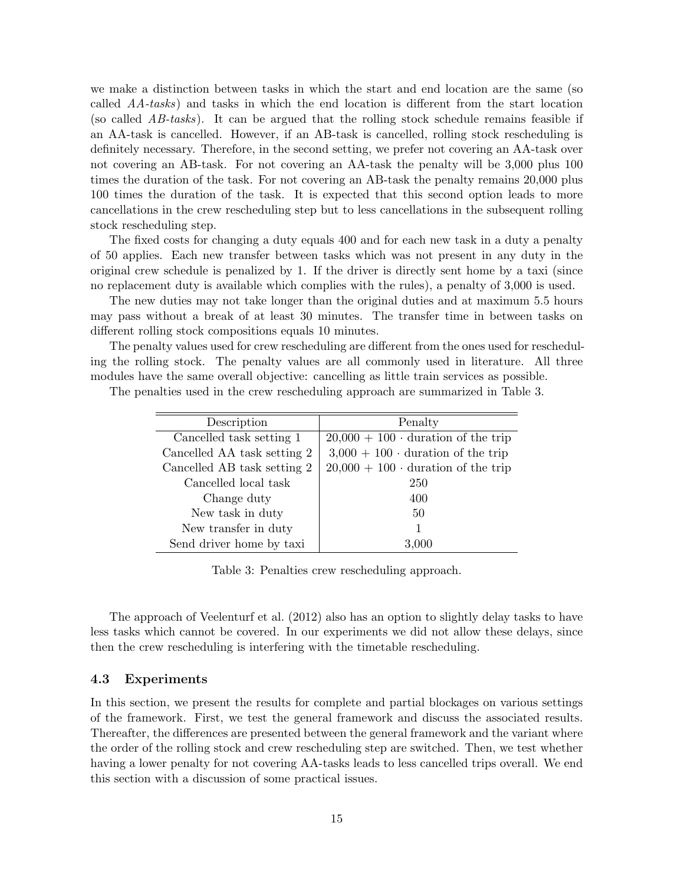we make a distinction between tasks in which the start and end location are the same (so called *AA-tasks*) and tasks in which the end location is different from the start location (so called *AB-tasks*). It can be argued that the rolling stock schedule remains feasible if an AA-task is cancelled. However, if an AB-task is cancelled, rolling stock rescheduling is definitely necessary. Therefore, in the second setting, we prefer not covering an AA-task over not covering an AB-task. For not covering an AA-task the penalty will be 3,000 plus 100 times the duration of the task. For not covering an AB-task the penalty remains 20,000 plus 100 times the duration of the task. It is expected that this second option leads to more cancellations in the crew rescheduling step but to less cancellations in the subsequent rolling stock rescheduling step.

The fixed costs for changing a duty equals 400 and for each new task in a duty a penalty of 50 applies. Each new transfer between tasks which was not present in any duty in the original crew schedule is penalized by 1. If the driver is directly sent home by a taxi (since no replacement duty is available which complies with the rules), a penalty of 3,000 is used.

The new duties may not take longer than the original duties and at maximum 5.5 hours may pass without a break of at least 30 minutes. The transfer time in between tasks on different rolling stock compositions equals 10 minutes.

The penalty values used for crew rescheduling are different from the ones used for rescheduling the rolling stock. The penalty values are all commonly used in literature. All three modules have the same overall objective: cancelling as little train services as possible.

The penalties used in the crew rescheduling approach are summarized in Table 3.

| Description | Penalty |
|---|---|
| Cancelled task setting 1 | $20{,}000 + 100 \cdot$ duration of the trip |
| Cancelled AA task setting 2 | $3{,}000 + 100 \cdot$ duration of the trip |
| Cancelled AB task setting 2 | $20{,}000 + 100 \cdot$ duration of the trip |
| Cancelled local task | 250 |
| Change duty | 400 |
| New task in duty | 50 |
| New transfer in duty | 1 |
| Send driver home by taxi | 3,000 |

Table 3: Penalties crew rescheduling approach.

The approach of Veelenturf et al. (2012) also has an option to slightly delay tasks to have less tasks which cannot be covered. In our experiments we did not allow these delays, since then the crew rescheduling is interfering with the timetable rescheduling.

### 4.3 Experiments

In this section, we present the results for complete and partial blockages on various settings of the framework. First, we test the general framework and discuss the associated results. Thereafter, the differences are presented between the general framework and the variant where the order of the rolling stock and crew rescheduling step are switched. Then, we test whether having a lower penalty for not covering AA-tasks leads to less cancelled trips overall. We end this section with a discussion of some practical issues.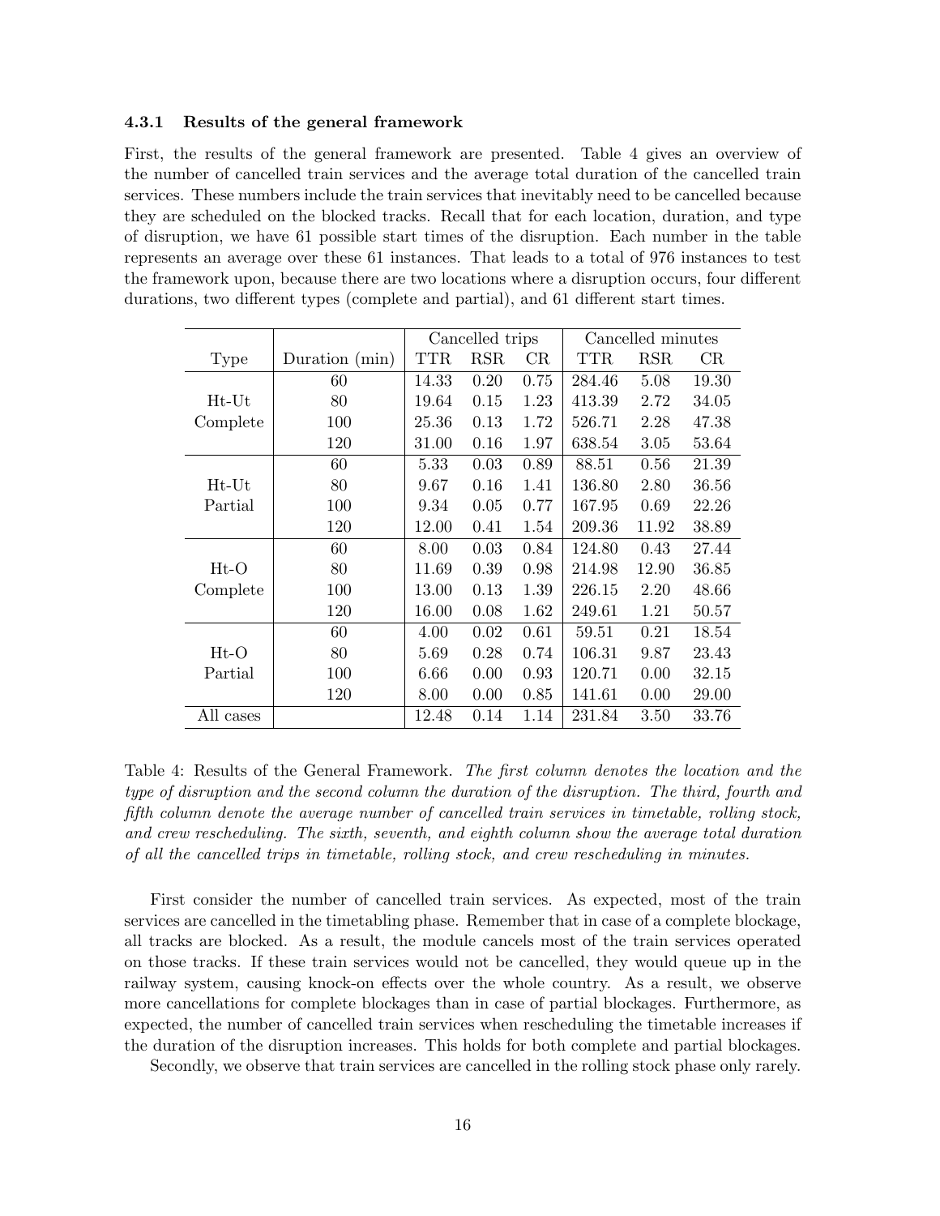### 4.3.1 Results of the general framework

First, the results of the general framework are presented. Table 4 gives an overview of the number of cancelled train services and the average total duration of the cancelled train services. These numbers include the train services that inevitably need to be cancelled because they are scheduled on the blocked tracks. Recall that for each location, duration, and type of disruption, we have 61 possible start times of the disruption. Each number in the table represents an average over these 61 instances. That leads to a total of 976 instances to test the framework upon, because there are two locations where a disruption occurs, four different durations, two different types (complete and partial), and 61 different start times.

| | | Cancelled trips | | | Cancelled minutes | | |
|---|---|---|---|---|---|---|---|
| Type | Duration (min) | TTR | RSR | CR | TTR | RSR | CR |
| Ht-Ut Complete | 60 | 14.33 | 0.20 | 0.75 | 284.46 | 5.08 | 19.30 |
| | 80 | 19.64 | 0.15 | 1.23 | 413.39 | 2.72 | 34.05 |
| | 100 | 25.36 | 0.13 | 1.72 | 526.71 | 2.28 | 47.38 |
| | 120 | 31.00 | 0.16 | 1.97 | 638.54 | 3.05 | 53.64 |
| Ht-Ut Partial | 60 | 5.33 | 0.03 | 0.89 | 88.51 | 0.56 | 21.39 |
| | 80 | 9.67 | 0.16 | 1.41 | 136.80 | 2.80 | 36.56 |
| | 100 | 9.34 | 0.05 | 0.77 | 167.95 | 0.69 | 22.26 |
| | 120 | 12.00 | 0.41 | 1.54 | 209.36 | 11.92 | 38.89 |
| Ht-O Complete | 60 | 8.00 | 0.03 | 0.84 | 124.80 | 0.43 | 27.44 |
| | 80 | 11.69 | 0.39 | 0.98 | 214.98 | 12.90 | 36.85 |
| | 100 | 13.00 | 0.13 | 1.39 | 226.15 | 2.20 | 48.66 |
| | 120 | 16.00 | 0.08 | 1.62 | 249.61 | 1.21 | 50.57 |
| Ht-O Partial | 60 | 4.00 | 0.02 | 0.61 | 59.51 | 0.21 | 18.54 |
| | 80 | 5.69 | 0.28 | 0.74 | 106.31 | 9.87 | 23.43 |
| | 100 | 6.66 | 0.00 | 0.93 | 120.71 | 0.00 | 32.15 |
| | 120 | 8.00 | 0.00 | 0.85 | 141.61 | 0.00 | 29.00 |
| All cases | | 12.48 | 0.14 | 1.14 | 231.84 | 3.50 | 33.76 |

Table 4: Results of the General Framework. *The first column denotes the location and the type of disruption and the second column the duration of the disruption. The third, fourth and fifth column denote the average number of cancelled train services in timetable, rolling stock, and crew rescheduling. The sixth, seventh, and eighth column show the average total duration of all the cancelled trips in timetable, rolling stock, and crew rescheduling in minutes.*

First consider the number of cancelled train services. As expected, most of the train services are cancelled in the timetabling phase. Remember that in case of a complete blockage, all tracks are blocked. As a result, the module cancels most of the train services operated on those tracks. If these train services would not be cancelled, they would queue up in the railway system, causing knock-on effects over the whole country. As a result, we observe more cancellations for complete blockages than in case of partial blockages. Furthermore, as expected, the number of cancelled train services when rescheduling the timetable increases if the duration of the disruption increases. This holds for both complete and partial blockages.

Secondly, we observe that train services are cancelled in the rolling stock phase only rarely.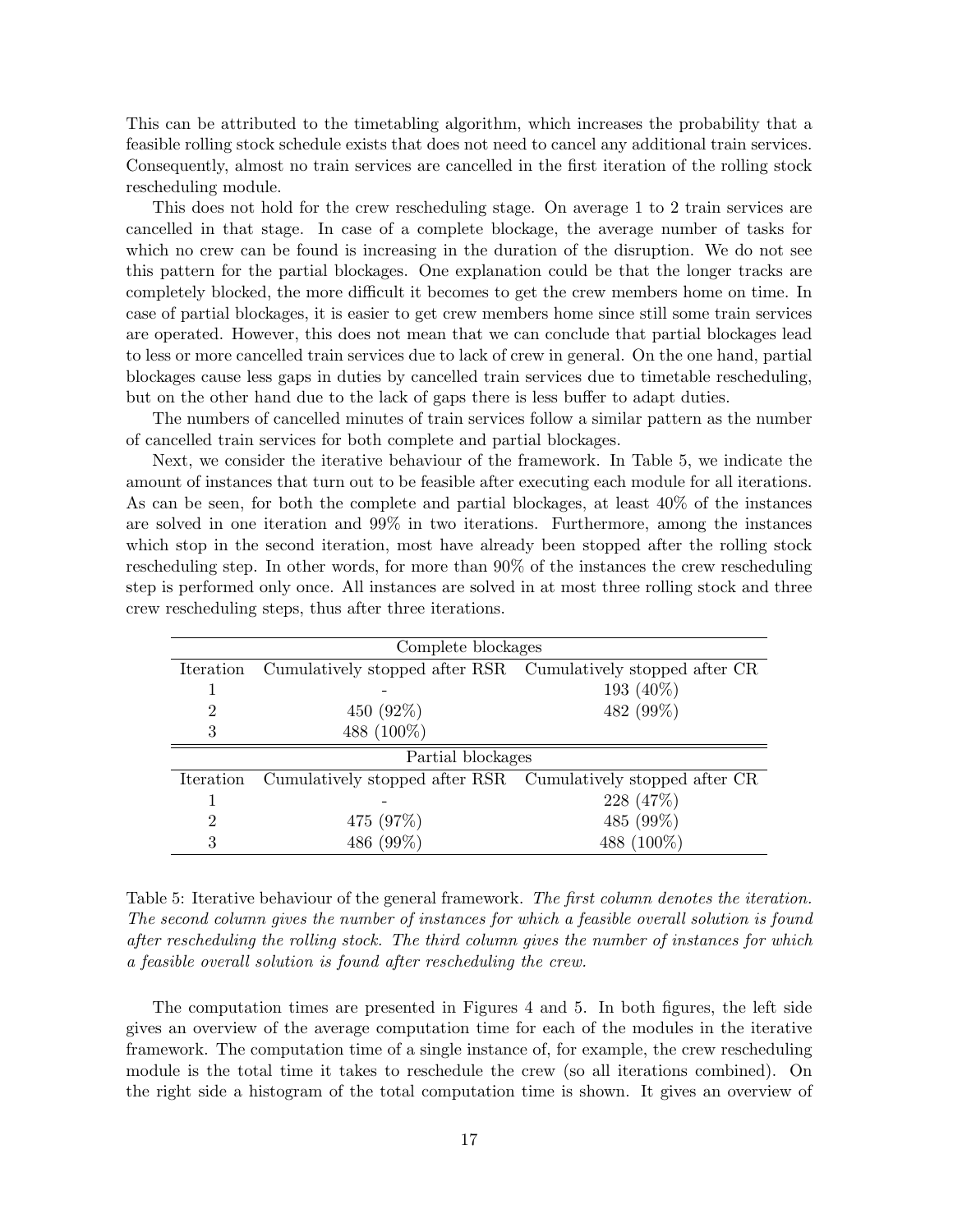This can be attributed to the timetabling algorithm, which increases the probability that a feasible rolling stock schedule exists that does not need to cancel any additional train services. Consequently, almost no train services are cancelled in the first iteration of the rolling stock rescheduling module.

This does not hold for the crew rescheduling stage. On average 1 to 2 train services are cancelled in that stage. In case of a complete blockage, the average number of tasks for which no crew can be found is increasing in the duration of the disruption. We do not see this pattern for the partial blockages. One explanation could be that the longer tracks are completely blocked, the more difficult it becomes to get the crew members home on time. In case of partial blockages, it is easier to get crew members home since still some train services are operated. However, this does not mean that we can conclude that partial blockages lead to less or more cancelled train services due to lack of crew in general. On the one hand, partial blockages cause less gaps in duties by cancelled train services due to timetable rescheduling, but on the other hand due to the lack of gaps there is less buffer to adapt duties.

The numbers of cancelled minutes of train services follow a similar pattern as the number of cancelled train services for both complete and partial blockages.

Next, we consider the iterative behaviour of the framework. In Table 5, we indicate the amount of instances that turn out to be feasible after executing each module for all iterations. As can be seen, for both the complete and partial blockages, at least 40% of the instances are solved in one iteration and 99% in two iterations. Furthermore, among the instances which stop in the second iteration, most have already been stopped after the rolling stock rescheduling step. In other words, for more than 90% of the instances the crew rescheduling step is performed only once. All instances are solved in at most three rolling stock and three crew rescheduling steps, thus after three iterations.

| Complete blockages | | |
|---|---|---|
| Iteration | Cumulatively stopped after RSR | Cumulatively stopped after CR |
| 1 | - | 193 (40%) |
| 2 | 450 (92%) | 482 (99%) |
| 3 | 488 (100%) | |
| **Partial blockages** | | |
| Iteration | Cumulatively stopped after RSR | Cumulatively stopped after CR |
| 1 | - | 228 (47%) |
| 2 | 475 (97%) | 485 (99%) |
| 3 | 486 (99%) | 488 (100%) |

Table 5: Iterative behaviour of the general framework. *The first column denotes the iteration. The second column gives the number of instances for which a feasible overall solution is found after rescheduling the rolling stock. The third column gives the number of instances for which a feasible overall solution is found after rescheduling the crew.*

The computation times are presented in Figures 4 and 5. In both figures, the left side gives an overview of the average computation time for each of the modules in the iterative framework. The computation time of a single instance of, for example, the crew rescheduling module is the total time it takes to reschedule the crew (so all iterations combined). On the right side a histogram of the total computation time is shown. It gives an overview of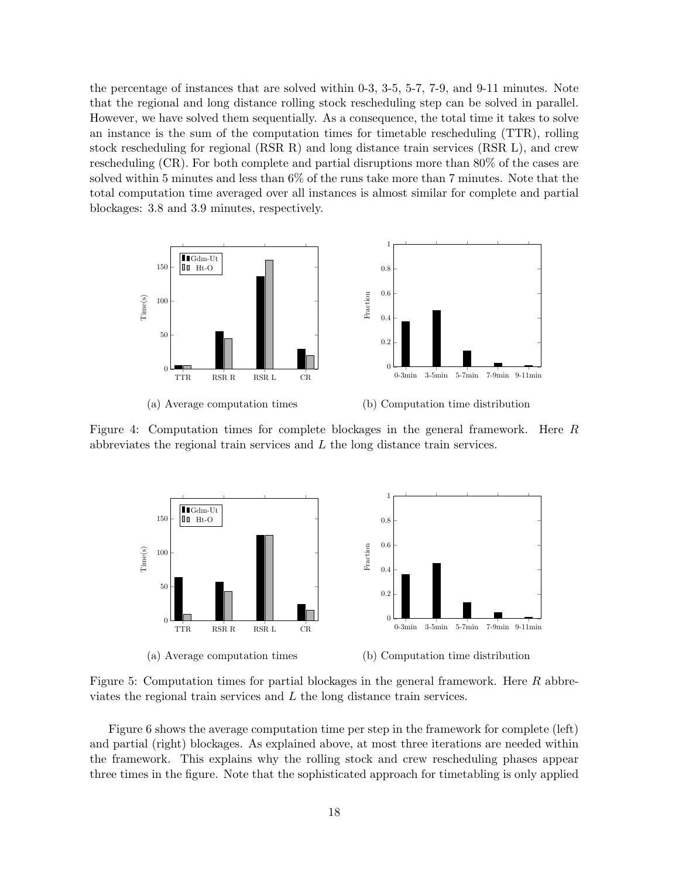the percentage of instances that are solved within 0-3, 3-5, 5-7, 7-9, and 9-11 minutes. Note that the regional and long distance rolling stock rescheduling step can be solved in parallel. However, we have solved them sequentially. As a consequence, the total time it takes to solve an instance is the sum of the computation times for timetable rescheduling (TTR), rolling stock rescheduling for regional (RSR R) and long distance train services (RSR L), and crew rescheduling (CR). For both complete and partial disruptions more than 80% of the cases are solved within 5 minutes and less than 6% of the runs take more than 7 minutes. Note that the total computation time averaged over all instances is almost similar for complete and partial blockages: 3.8 and 3.9 minutes, respectively.

(a) Average computation times

(b) Computation time distribution

Figure 4: Computation times for complete blockages in the general framework. Here $R$ abbreviates the regional train services and $L$ the long distance train services.

(a) Average computation times

(b) Computation time distribution

Figure 5: Computation times for partial blockages in the general framework. Here $R$ abbreviates the regional train services and $L$ the long distance train services.

Figure 6 shows the average computation time per step in the framework for complete (left) and partial (right) blockages. As explained above, at most three iterations are needed within the framework. This explains why the rolling stock and crew rescheduling phases appear three times in the figure. Note that the sophisticated approach for timetabling is only applied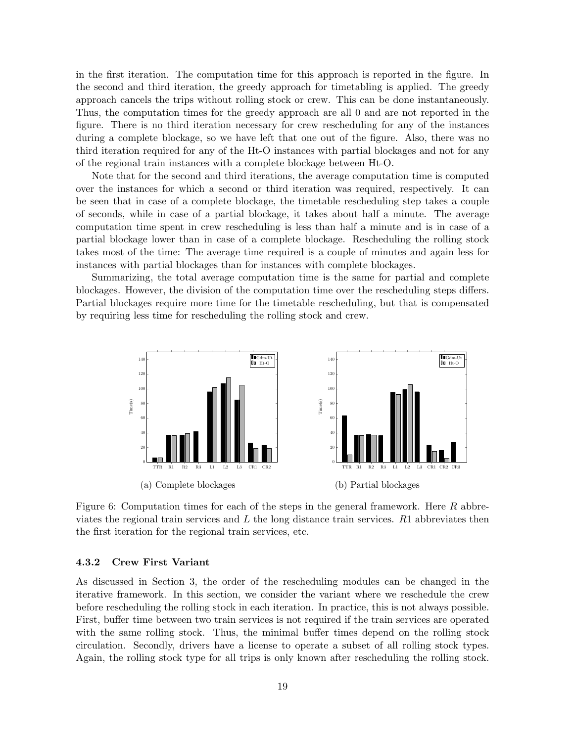in the first iteration. The computation time for this approach is reported in the figure. In the second and third iteration, the greedy approach for timetabling is applied. The greedy approach cancels the trips without rolling stock or crew. This can be done instantaneously. Thus, the computation times for the greedy approach are all 0 and are not reported in the figure. There is no third iteration necessary for crew rescheduling for any of the instances during a complete blockage, so we have left that one out of the figure. Also, there was no third iteration required for any of the Ht-O instances with partial blockages and not for any of the regional train instances with a complete blockage between Ht-O.

Note that for the second and third iterations, the average computation time is computed over the instances for which a second or third iteration was required, respectively. It can be seen that in case of a complete blockage, the timetable rescheduling step takes a couple of seconds, while in case of a partial blockage, it takes about half a minute. The average computation time spent in crew rescheduling is less than half a minute and is in case of a partial blockage lower than in case of a complete blockage. Rescheduling the rolling stock takes most of the time: The average time required is a couple of minutes and again less for instances with partial blockages than for instances with complete blockages.

Summarizing, the total average computation time is the same for partial and complete blockages. However, the division of the computation time over the rescheduling steps differs. Partial blockages require more time for the timetable rescheduling, but that is compensated by requiring less time for rescheduling the rolling stock and crew.

Time(s)
0 20 40 60 80 100 120 140
TTR R1 R2 R3 L1 L2 L3 CR1 CR2
Gdm-Ut
Ht-O

(a) Complete blockages

Time(s)
0 20 40 60 80 100 120 140
TTR R1 R2 R3 L1 L2 L3 CR1 CR2 CR3
Gdm-Ut
Ht-O

(b) Partial blockages

Figure 6: Computation times for each of the steps in the general framework. Here $R$ abbreviates the regional train services and $L$ the long distance train services. $R1$ abbreviates then the first iteration for the regional train services, etc.

### 4.3.2 Crew First Variant

As discussed in Section 3, the order of the rescheduling modules can be changed in the iterative framework. In this section, we consider the variant where we reschedule the crew before rescheduling the rolling stock in each iteration. In practice, this is not always possible. First, buffer time between two train services is not required if the train services are operated with the same rolling stock. Thus, the minimal buffer times depend on the rolling stock circulation. Secondly, drivers have a license to operate a subset of all rolling stock types. Again, the rolling stock type for all trips is only known after rescheduling the rolling stock.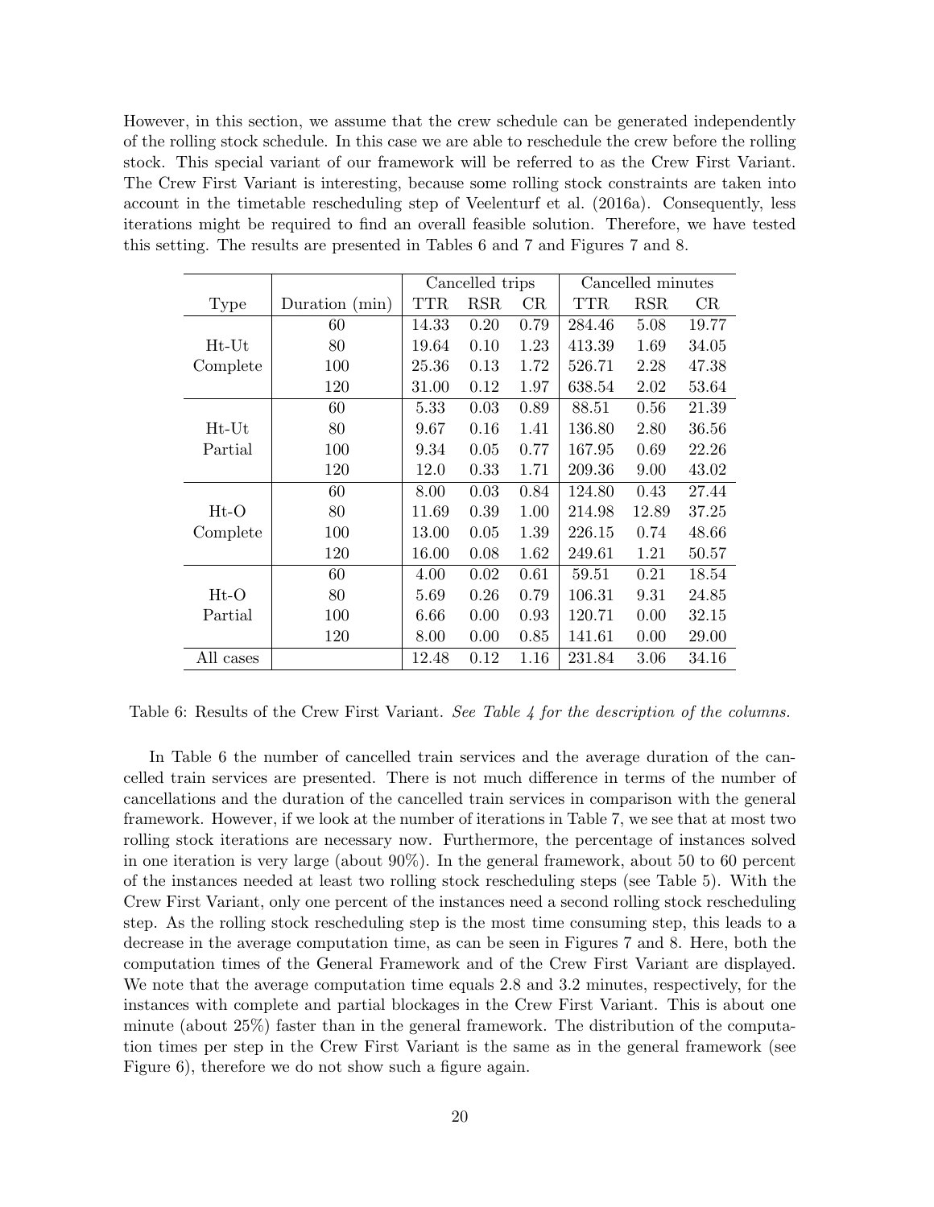However, in this section, we assume that the crew schedule can be generated independently of the rolling stock schedule. In this case we are able to reschedule the crew before the rolling stock. This special variant of our framework will be referred to as the Crew First Variant. The Crew First Variant is interesting, because some rolling stock constraints are taken into account in the timetable rescheduling step of Veelenturf et al. (2016a). Consequently, less iterations might be required to find an overall feasible solution. Therefore, we have tested this setting. The results are presented in Tables 6 and 7 and Figures 7 and 8.

| | | Cancelled trips | | | Cancelled minutes | | |
|---|---|---|---|---|---|---|---|
| Type | Duration (min) | TTR | RSR | CR | TTR | RSR | CR |
| Ht-Ut Complete | 60 | 14.33 | 0.20 | 0.79 | 284.46 | 5.08 | 19.77 |
| | 80 | 19.64 | 0.10 | 1.23 | 413.39 | 1.69 | 34.05 |
| | 100 | 25.36 | 0.13 | 1.72 | 526.71 | 2.28 | 47.38 |
| | 120 | 31.00 | 0.12 | 1.97 | 638.54 | 2.02 | 53.64 |
| Ht-Ut Partial | 60 | 5.33 | 0.03 | 0.89 | 88.51 | 0.56 | 21.39 |
| | 80 | 9.67 | 0.16 | 1.41 | 136.80 | 2.80 | 36.56 |
| | 100 | 9.34 | 0.05 | 0.77 | 167.95 | 0.69 | 22.26 |
| | 120 | 12.0 | 0.33 | 1.71 | 209.36 | 9.00 | 43.02 |
| Ht-O Complete | 60 | 8.00 | 0.03 | 0.84 | 124.80 | 0.43 | 27.44 |
| | 80 | 11.69 | 0.39 | 1.00 | 214.98 | 12.89 | 37.25 |
| | 100 | 13.00 | 0.05 | 1.39 | 226.15 | 0.74 | 48.66 |
| | 120 | 16.00 | 0.08 | 1.62 | 249.61 | 1.21 | 50.57 |
| Ht-O Partial | 60 | 4.00 | 0.02 | 0.61 | 59.51 | 0.21 | 18.54 |
| | 80 | 5.69 | 0.26 | 0.79 | 106.31 | 9.31 | 24.85 |
| | 100 | 6.66 | 0.00 | 0.93 | 120.71 | 0.00 | 32.15 |
| | 120 | 8.00 | 0.00 | 0.85 | 141.61 | 0.00 | 29.00 |
| All cases | | 12.48 | 0.12 | 1.16 | 231.84 | 3.06 | 34.16 |

Table 6: Results of the Crew First Variant. *See Table 4 for the description of the columns.*

In Table 6 the number of cancelled train services and the average duration of the cancelled train services are presented. There is not much difference in terms of the number of cancellations and the duration of the cancelled train services in comparison with the general framework. However, if we look at the number of iterations in Table 7, we see that at most two rolling stock iterations are necessary now. Furthermore, the percentage of instances solved in one iteration is very large (about 90%). In the general framework, about 50 to 60 percent of the instances needed at least two rolling stock rescheduling steps (see Table 5). With the Crew First Variant, only one percent of the instances need a second rolling stock rescheduling step. As the rolling stock rescheduling step is the most time consuming step, this leads to a decrease in the average computation time, as can be seen in Figures 7 and 8. Here, both the computation times of the General Framework and of the Crew First Variant are displayed. We note that the average computation time equals 2.8 and 3.2 minutes, respectively, for the instances with complete and partial blockages in the Crew First Variant. This is about one minute (about 25%) faster than in the general framework. The distribution of the computation times per step in the Crew First Variant is the same as in the general framework (see Figure 6), therefore we do not show such a figure again.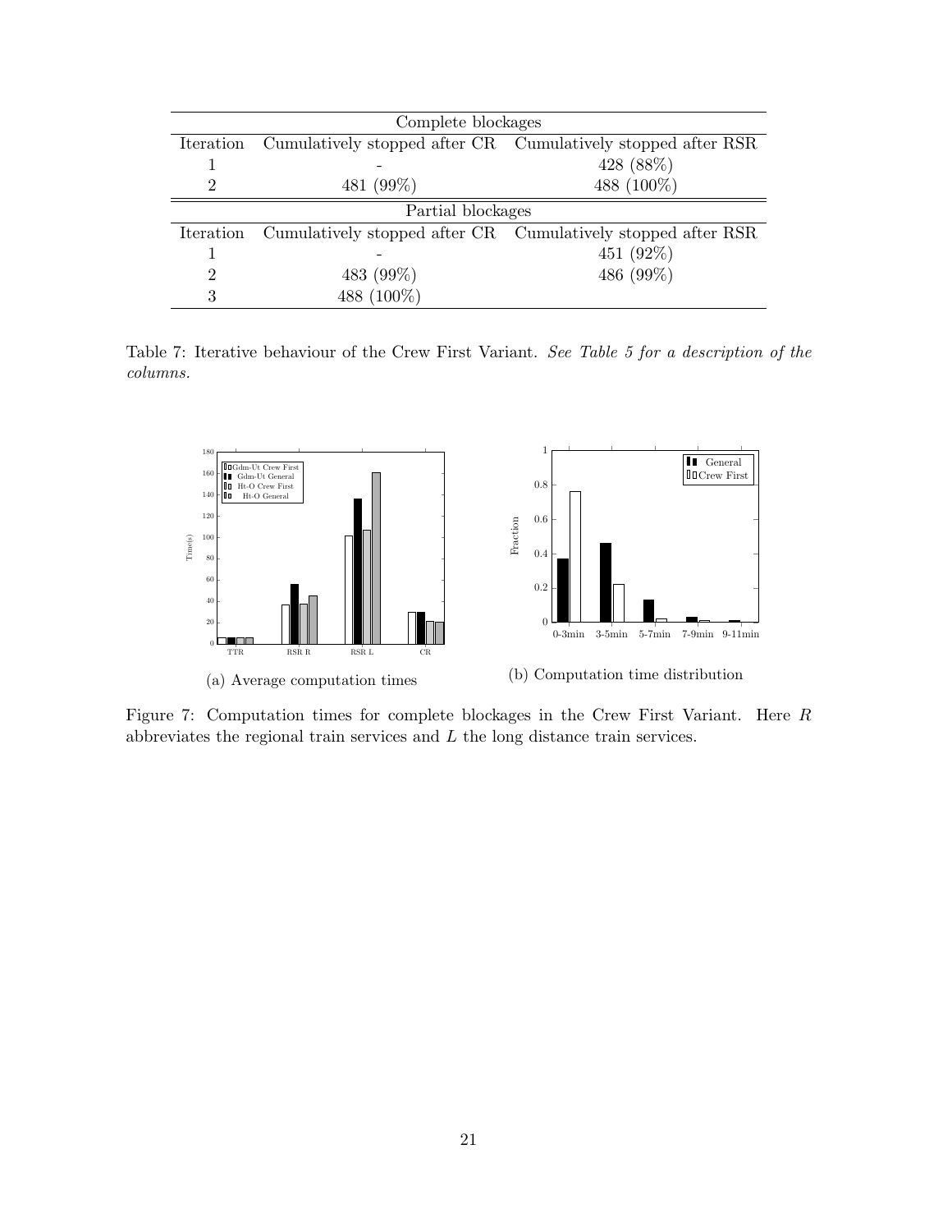| Complete blockages | | |
|---|---|---|
| Iteration | Cumulatively stopped after CR | Cumulatively stopped after RSR |
| 1 | - | 428 (88%) |
| 2 | 481 (99%) | 488 (100%) |
| Partial blockages | | |
| Iteration | Cumulatively stopped after CR | Cumulatively stopped after RSR |
| 1 | - | 451 (92%) |
| 2 | 483 (99%) | 486 (99%) |
| 3 | 488 (100%) | |

Table 7: Iterative behaviour of the Crew First Variant. *See Table 5 for a description of the columns.*

(a) Average computation times

(b) Computation time distribution

Figure 7: Computation times for complete blockages in the Crew First Variant. Here $R$ abbreviates the regional train services and $L$ the long distance train services.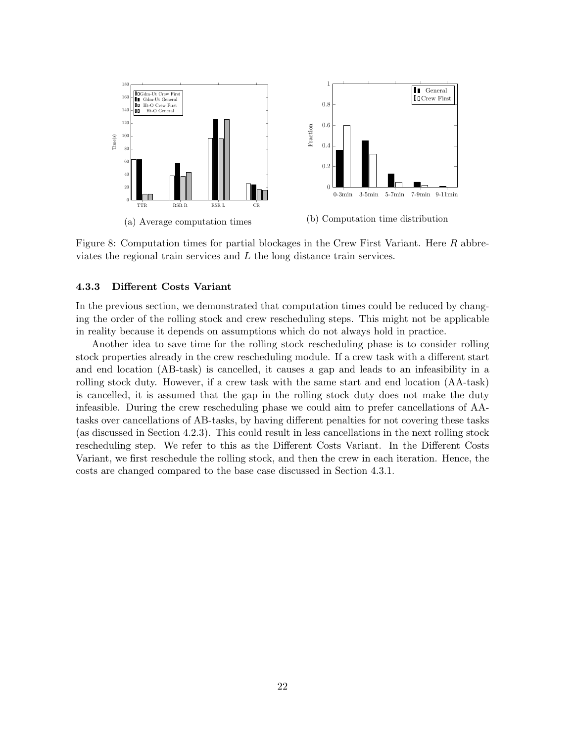(a) Average computation times

(b) Computation time distribution

Figure 8: Computation times for partial blockages in the Crew First Variant. Here $R$ abbreviates the regional train services and $L$ the long distance train services.

### 4.3.3 Different Costs Variant

In the previous section, we demonstrated that computation times could be reduced by changing the order of the rolling stock and crew rescheduling steps. This might not be applicable in reality because it depends on assumptions which do not always hold in practice.

Another idea to save time for the rolling stock rescheduling phase is to consider rolling stock properties already in the crew rescheduling module. If a crew task with a different start and end location (AB-task) is cancelled, it causes a gap and leads to an infeasibility in a rolling stock duty. However, if a crew task with the same start and end location (AA-task) is cancelled, it is assumed that the gap in the rolling stock duty does not make the duty infeasible. During the crew rescheduling phase we could aim to prefer cancellations of AA-tasks over cancellations of AB-tasks, by having different penalties for not covering these tasks (as discussed in Section 4.2.3). This could result in less cancellations in the next rolling stock rescheduling step. We refer to this as the Different Costs Variant. In the Different Costs Variant, we first reschedule the rolling stock, and then the crew in each iteration. Hence, the costs are changed compared to the base case discussed in Section 4.3.1.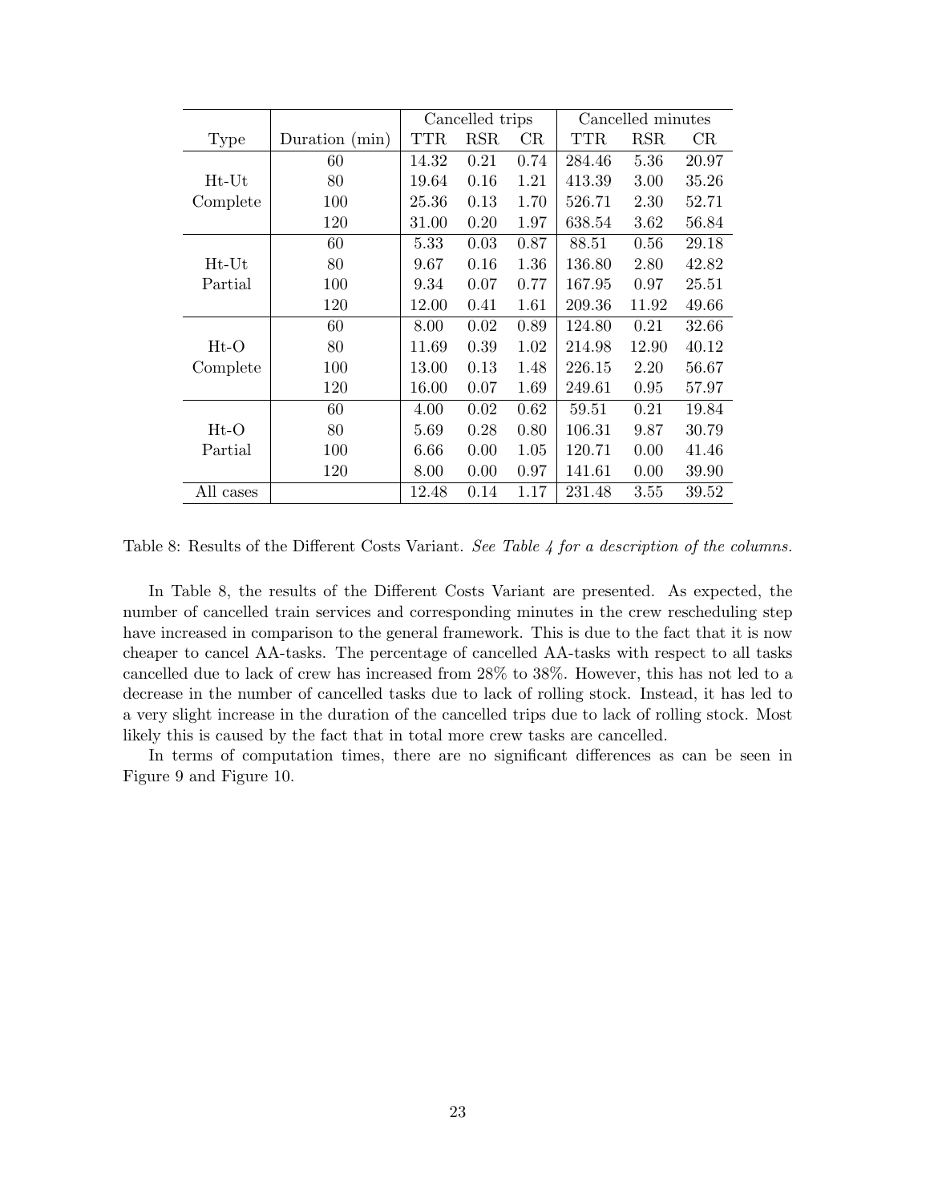| | | Cancelled trips | | | Cancelled minutes | | |
|---|---|---|---|---|---|---|---|
| Type | Duration (min) | TTR | RSR | CR | TTR | RSR | CR |
| Ht-Ut Complete | 60 | 14.32 | 0.21 | 0.74 | 284.46 | 5.36 | 20.97 |
| | 80 | 19.64 | 0.16 | 1.21 | 413.39 | 3.00 | 35.26 |
| | 100 | 25.36 | 0.13 | 1.70 | 526.71 | 2.30 | 52.71 |
| | 120 | 31.00 | 0.20 | 1.97 | 638.54 | 3.62 | 56.84 |
| Ht-Ut Partial | 60 | 5.33 | 0.03 | 0.87 | 88.51 | 0.56 | 29.18 |
| | 80 | 9.67 | 0.16 | 1.36 | 136.80 | 2.80 | 42.82 |
| | 100 | 9.34 | 0.07 | 0.77 | 167.95 | 0.97 | 25.51 |
| | 120 | 12.00 | 0.41 | 1.61 | 209.36 | 11.92 | 49.66 |
| Ht-O Complete | 60 | 8.00 | 0.02 | 0.89 | 124.80 | 0.21 | 32.66 |
| | 80 | 11.69 | 0.39 | 1.02 | 214.98 | 12.90 | 40.12 |
| | 100 | 13.00 | 0.13 | 1.48 | 226.15 | 2.20 | 56.67 |
| | 120 | 16.00 | 0.07 | 1.69 | 249.61 | 0.95 | 57.97 |
| Ht-O Partial | 60 | 4.00 | 0.02 | 0.62 | 59.51 | 0.21 | 19.84 |
| | 80 | 5.69 | 0.28 | 0.80 | 106.31 | 9.87 | 30.79 |
| | 100 | 6.66 | 0.00 | 1.05 | 120.71 | 0.00 | 41.46 |
| | 120 | 8.00 | 0.00 | 0.97 | 141.61 | 0.00 | 39.90 |
| All cases | | 12.48 | 0.14 | 1.17 | 231.48 | 3.55 | 39.52 |

Table 8: Results of the Different Costs Variant. *See Table 4 for a description of the columns.*

In Table 8, the results of the Different Costs Variant are presented. As expected, the number of cancelled train services and corresponding minutes in the crew rescheduling step have increased in comparison to the general framework. This is due to the fact that it is now cheaper to cancel AA-tasks. The percentage of cancelled AA-tasks with respect to all tasks cancelled due to lack of crew has increased from 28% to 38%. However, this has not led to a decrease in the number of cancelled tasks due to lack of rolling stock. Instead, it has led to a very slight increase in the duration of the cancelled trips due to lack of rolling stock. Most likely this is caused by the fact that in total more crew tasks are cancelled.

In terms of computation times, there are no significant differences as can be seen in Figure 9 and Figure 10.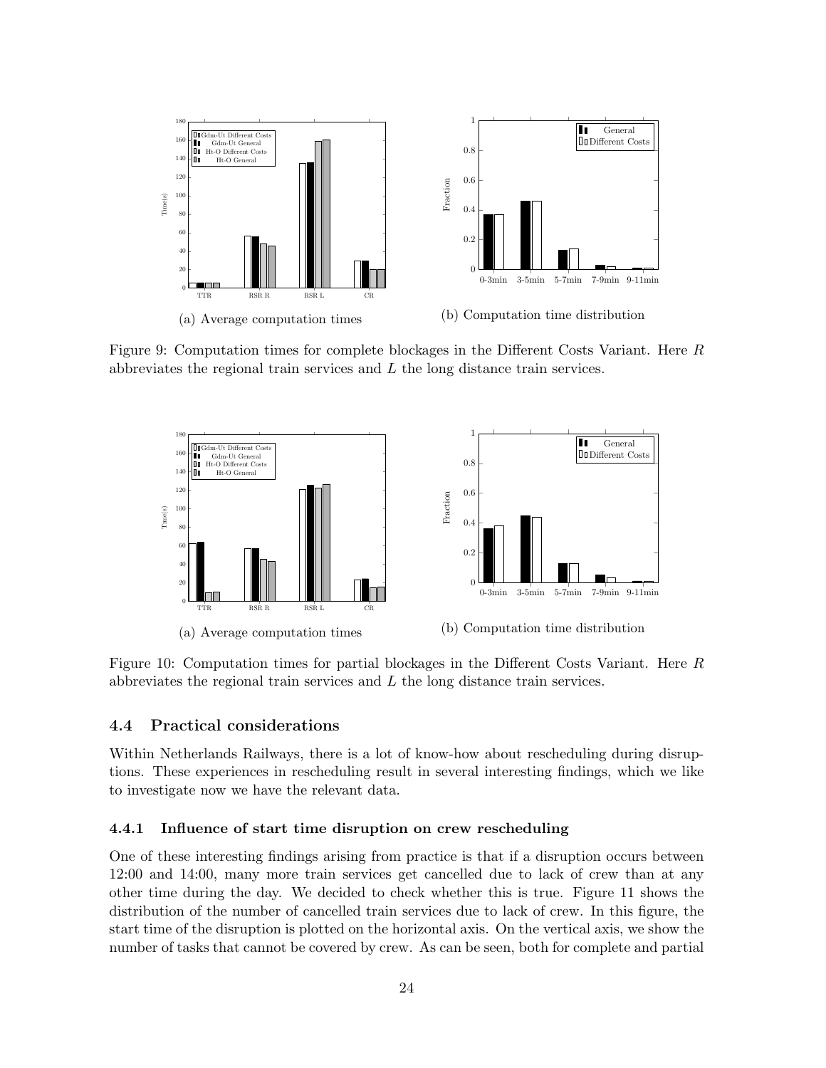(a) Average computation times

(b) Computation time distribution

Figure 9: Computation times for complete blockages in the Different Costs Variant. Here $R$ abbreviates the regional train services and $L$ the long distance train services.

(a) Average computation times

(b) Computation time distribution

Figure 10: Computation times for partial blockages in the Different Costs Variant. Here $R$ abbreviates the regional train services and $L$ the long distance train services.

### 4.4 Practical considerations

Within Netherlands Railways, there is a lot of know-how about rescheduling during disruptions. These experiences in rescheduling result in several interesting findings, which we like to investigate now we have the relevant data.

#### 4.4.1 Influence of start time disruption on crew rescheduling

One of these interesting findings arising from practice is that if a disruption occurs between 12:00 and 14:00, many more train services get cancelled due to lack of crew than at any other time during the day. We decided to check whether this is true. Figure 11 shows the distribution of the number of cancelled train services due to lack of crew. In this figure, the start time of the disruption is plotted on the horizontal axis. On the vertical axis, we show the number of tasks that cannot be covered by crew. As can be seen, both for complete and partial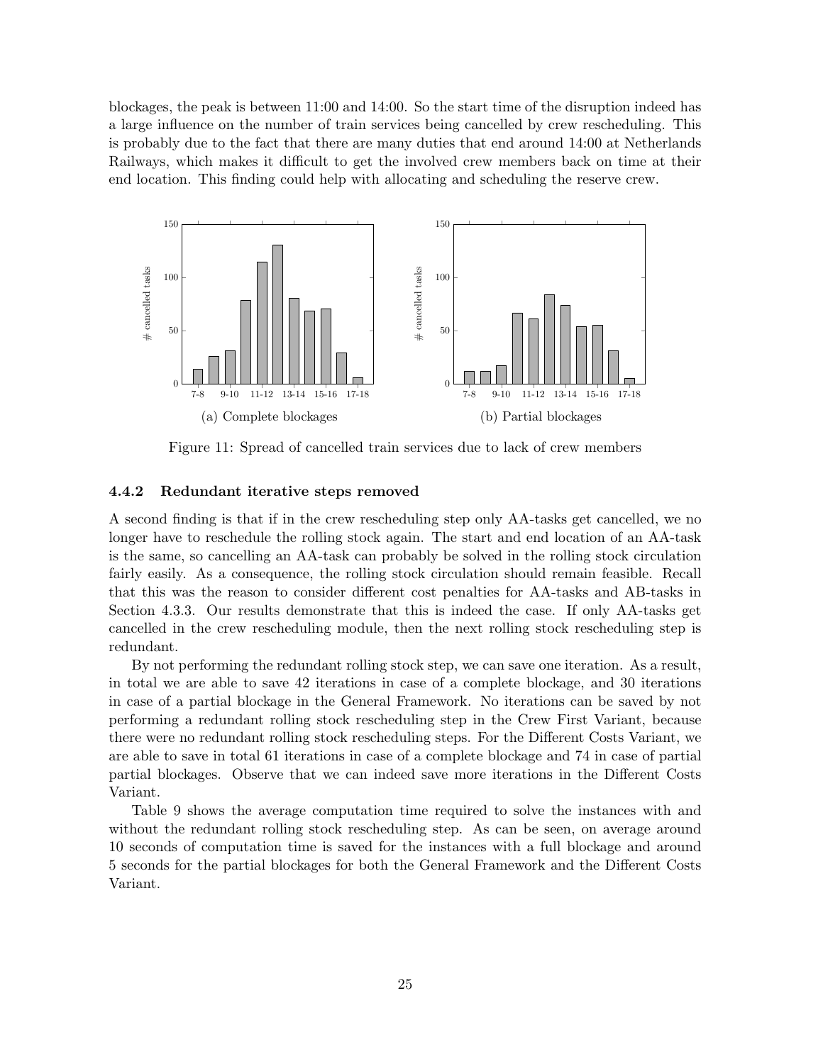blockages, the peak is between 11:00 and 14:00. So the start time of the disruption indeed has a large influence on the number of train services being cancelled by crew rescheduling. This is probably due to the fact that there are many duties that end around 14:00 at Netherlands Railways, which makes it difficult to get the involved crew members back on time at their end location. This finding could help with allocating and scheduling the reserve crew.

(a) Complete blockages

(b) Partial blockages

Figure 11: Spread of cancelled train services due to lack of crew members

### 4.4.2 Redundant iterative steps removed

A second finding is that if in the crew rescheduling step only AA-tasks get cancelled, we no longer have to reschedule the rolling stock again. The start and end location of an AA-task is the same, so cancelling an AA-task can probably be solved in the rolling stock circulation fairly easily. As a consequence, the rolling stock circulation should remain feasible. Recall that this was the reason to consider different cost penalties for AA-tasks and AB-tasks in Section 4.3.3. Our results demonstrate that this is indeed the case. If only AA-tasks get cancelled in the crew rescheduling module, then the next rolling stock rescheduling step is redundant.

By not performing the redundant rolling stock step, we can save one iteration. As a result, in total we are able to save 42 iterations in case of a complete blockage, and 30 iterations in case of a partial blockage in the General Framework. No iterations can be saved by not performing a redundant rolling stock rescheduling step in the Crew First Variant, because there were no redundant rolling stock rescheduling steps. For the Different Costs Variant, we are able to save in total 61 iterations in case of a complete blockage and 74 in case of partial partial blockages. Observe that we can indeed save more iterations in the Different Costs Variant.

Table 9 shows the average computation time required to solve the instances with and without the redundant rolling stock rescheduling step. As can be seen, on average around 10 seconds of computation time is saved for the instances with a full blockage and around 5 seconds for the partial blockages for both the General Framework and the Different Costs Variant.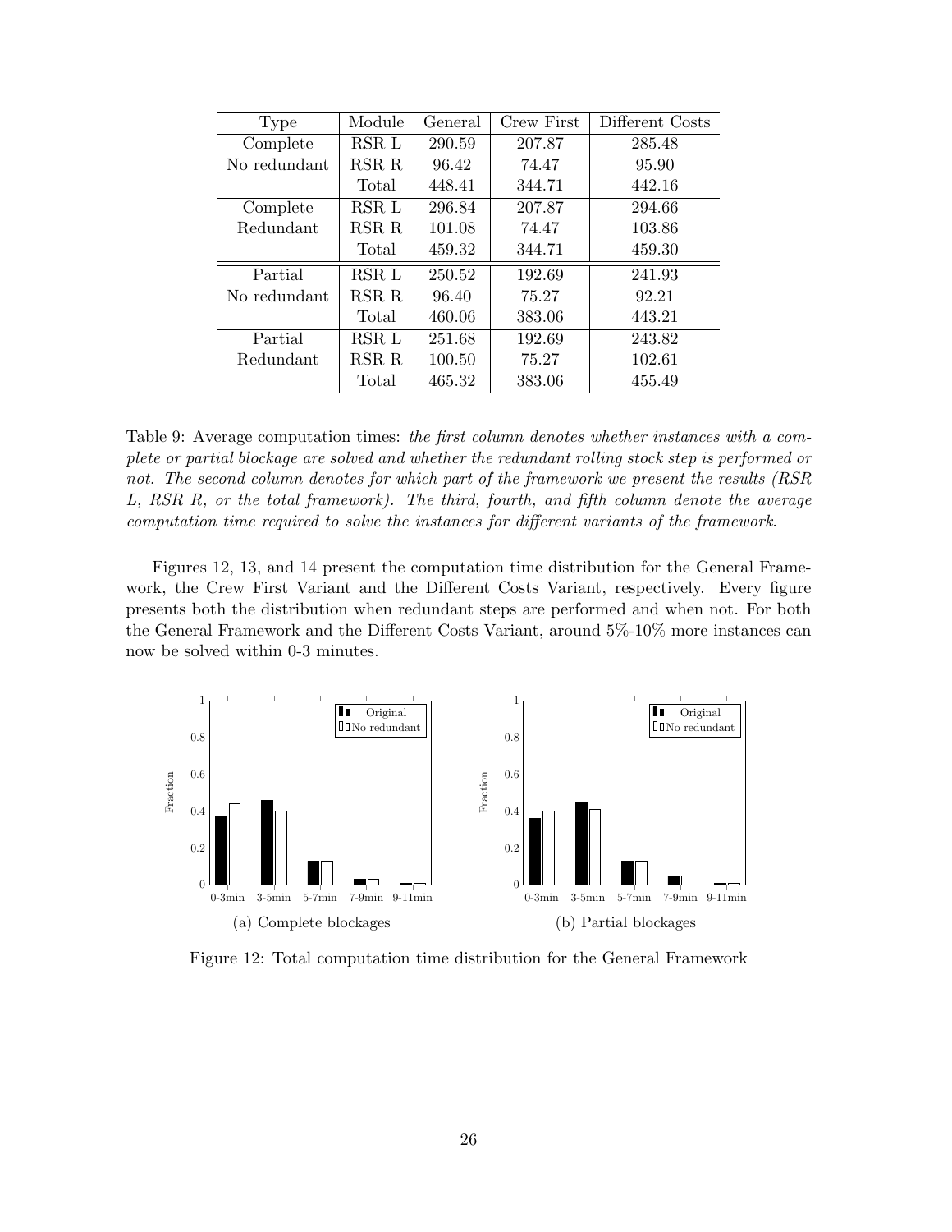| Type | Module | General | Crew First | Different Costs |
|---|---|---|---|---|
| Complete | RSR L | 290.59 | 207.87 | 285.48 |
| No redundant | RSR R | 96.42 | 74.47 | 95.90 |
| | Total | 448.41 | 344.71 | 442.16 |
| Complete | RSR L | 296.84 | 207.87 | 294.66 |
| Redundant | RSR R | 101.08 | 74.47 | 103.86 |
| | Total | 459.32 | 344.71 | 459.30 |
| Partial | RSR L | 250.52 | 192.69 | 241.93 |
| No redundant | RSR R | 96.40 | 75.27 | 92.21 |
| | Total | 460.06 | 383.06 | 443.21 |
| Partial | RSR L | 251.68 | 192.69 | 243.82 |
| Redundant | RSR R | 100.50 | 75.27 | 102.61 |
| | Total | 465.32 | 383.06 | 455.49 |

Table 9: Average computation times: *the first column denotes whether instances with a complete or partial blockage are solved and whether the redundant rolling stock step is performed or not. The second column denotes for which part of the framework we present the results (RSR L, RSR R, or the total framework). The third, fourth, and fifth column denote the average computation time required to solve the instances for different variants of the framework.*

Figures 12, 13, and 14 present the computation time distribution for the General Framework, the Crew First Variant and the Different Costs Variant, respectively. Every figure presents both the distribution when redundant steps are performed and when not. For both the General Framework and the Different Costs Variant, around 5%-10% more instances can now be solved within 0-3 minutes.

(a) Complete blockages

(b) Partial blockages

Figure 12: Total computation time distribution for the General Framework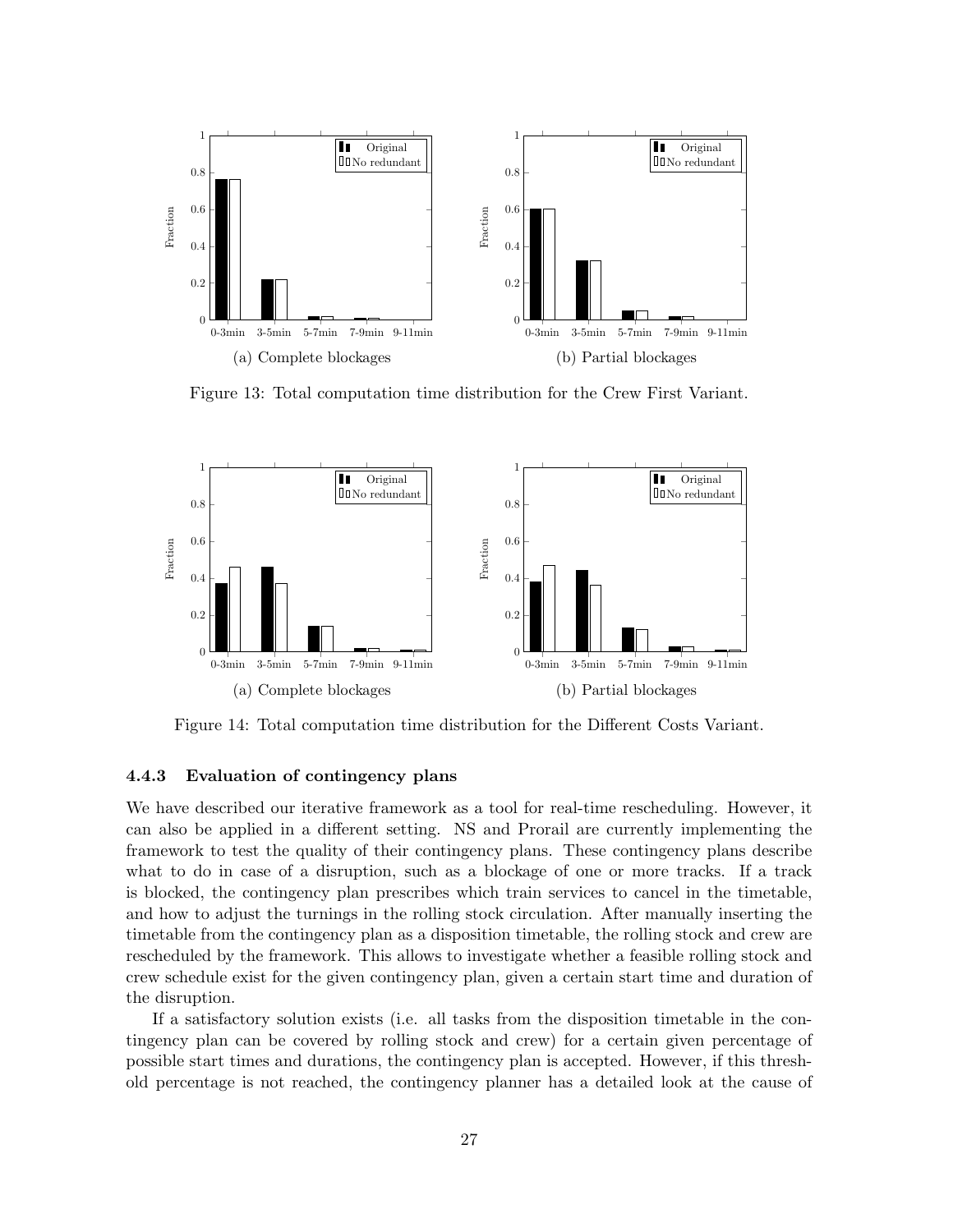(a) Complete blockages

(b) Partial blockages

Figure 13: Total computation time distribution for the Crew First Variant.

(a) Complete blockages

(b) Partial blockages

Figure 14: Total computation time distribution for the Different Costs Variant.

### 4.4.3 Evaluation of contingency plans

We have described our iterative framework as a tool for real-time rescheduling. However, it can also be applied in a different setting. NS and Prorail are currently implementing the framework to test the quality of their contingency plans. These contingency plans describe what to do in case of a disruption, such as a blockage of one or more tracks. If a track is blocked, the contingency plan prescribes which train services to cancel in the timetable, and how to adjust the turnings in the rolling stock circulation. After manually inserting the timetable from the contingency plan as a disposition timetable, the rolling stock and crew are rescheduled by the framework. This allows to investigate whether a feasible rolling stock and crew schedule exist for the given contingency plan, given a certain start time and duration of the disruption.

If a satisfactory solution exists (i.e. all tasks from the disposition timetable in the contingency plan can be covered by rolling stock and crew) for a certain given percentage of possible start times and durations, the contingency plan is accepted. However, if this threshold percentage is not reached, the contingency planner has a detailed look at the cause of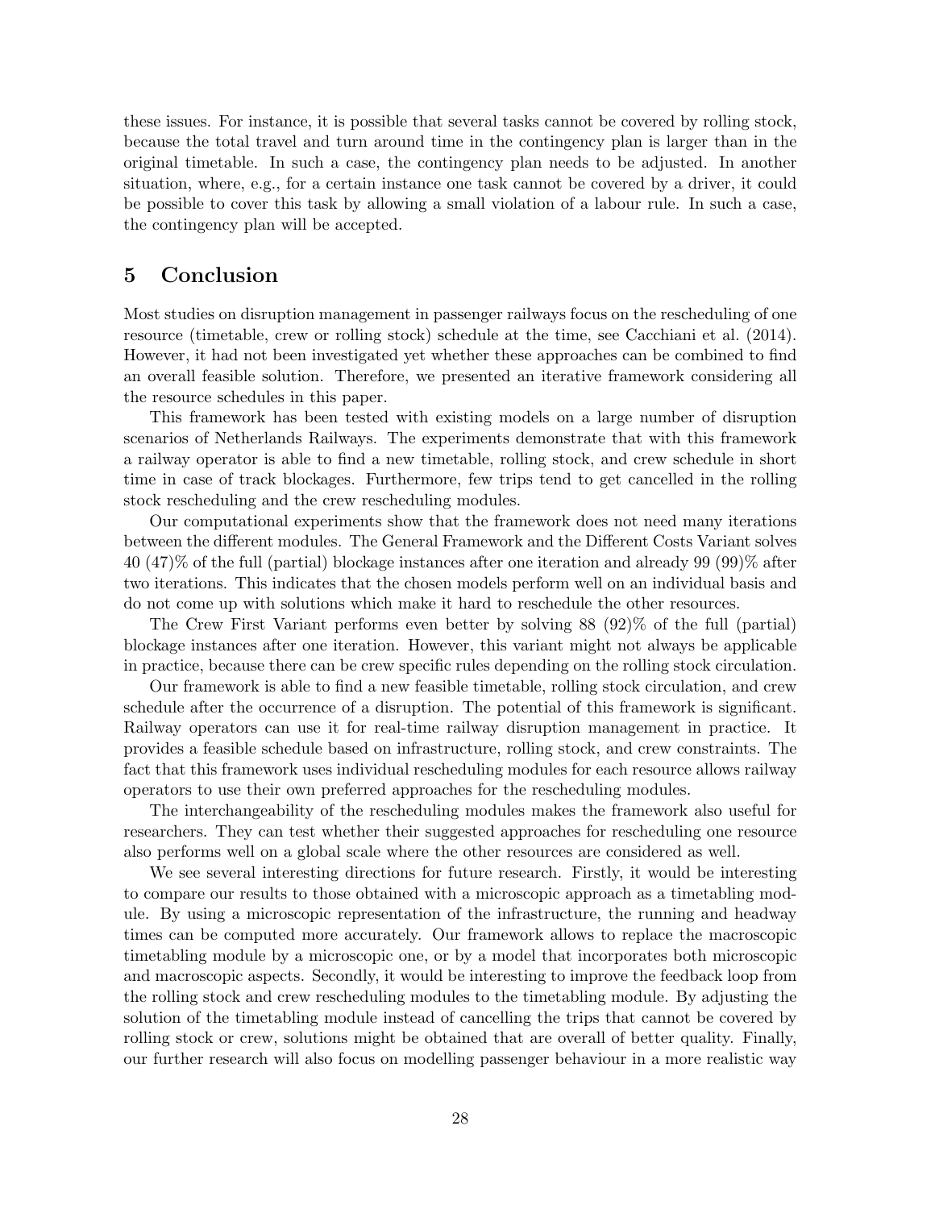these issues. For instance, it is possible that several tasks cannot be covered by rolling stock, because the total travel and turn around time in the contingency plan is larger than in the original timetable. In such a case, the contingency plan needs to be adjusted. In another situation, where, e.g., for a certain instance one task cannot be covered by a driver, it could be possible to cover this task by allowing a small violation of a labour rule. In such a case, the contingency plan will be accepted.

## 5 Conclusion

Most studies on disruption management in passenger railways focus on the rescheduling of one resource (timetable, crew or rolling stock) schedule at the time, see Cacchiani et al. (2014). However, it had not been investigated yet whether these approaches can be combined to find an overall feasible solution. Therefore, we presented an iterative framework considering all the resource schedules in this paper.

This framework has been tested with existing models on a large number of disruption scenarios of Netherlands Railways. The experiments demonstrate that with this framework a railway operator is able to find a new timetable, rolling stock, and crew schedule in short time in case of track blockages. Furthermore, few trips tend to get cancelled in the rolling stock rescheduling and the crew rescheduling modules.

Our computational experiments show that the framework does not need many iterations between the different modules. The General Framework and the Different Costs Variant solves 40 (47)% of the full (partial) blockage instances after one iteration and already 99 (99)% after two iterations. This indicates that the chosen models perform well on an individual basis and do not come up with solutions which make it hard to reschedule the other resources.

The Crew First Variant performs even better by solving 88 (92)% of the full (partial) blockage instances after one iteration. However, this variant might not always be applicable in practice, because there can be crew specific rules depending on the rolling stock circulation.

Our framework is able to find a new feasible timetable, rolling stock circulation, and crew schedule after the occurrence of a disruption. The potential of this framework is significant. Railway operators can use it for real-time railway disruption management in practice. It provides a feasible schedule based on infrastructure, rolling stock, and crew constraints. The fact that this framework uses individual rescheduling modules for each resource allows railway operators to use their own preferred approaches for the rescheduling modules.

The interchangeability of the rescheduling modules makes the framework also useful for researchers. They can test whether their suggested approaches for rescheduling one resource also performs well on a global scale where the other resources are considered as well.

We see several interesting directions for future research. Firstly, it would be interesting to compare our results to those obtained with a microscopic approach as a timetabling module. By using a microscopic representation of the infrastructure, the running and headway times can be computed more accurately. Our framework allows to replace the macroscopic timetabling module by a microscopic one, or by a model that incorporates both microscopic and macroscopic aspects. Secondly, it would be interesting to improve the feedback loop from the rolling stock and crew rescheduling modules to the timetabling module. By adjusting the solution of the timetabling module instead of cancelling the trips that cannot be covered by rolling stock or crew, solutions might be obtained that are overall of better quality. Finally, our further research will also focus on modelling passenger behaviour in a more realistic way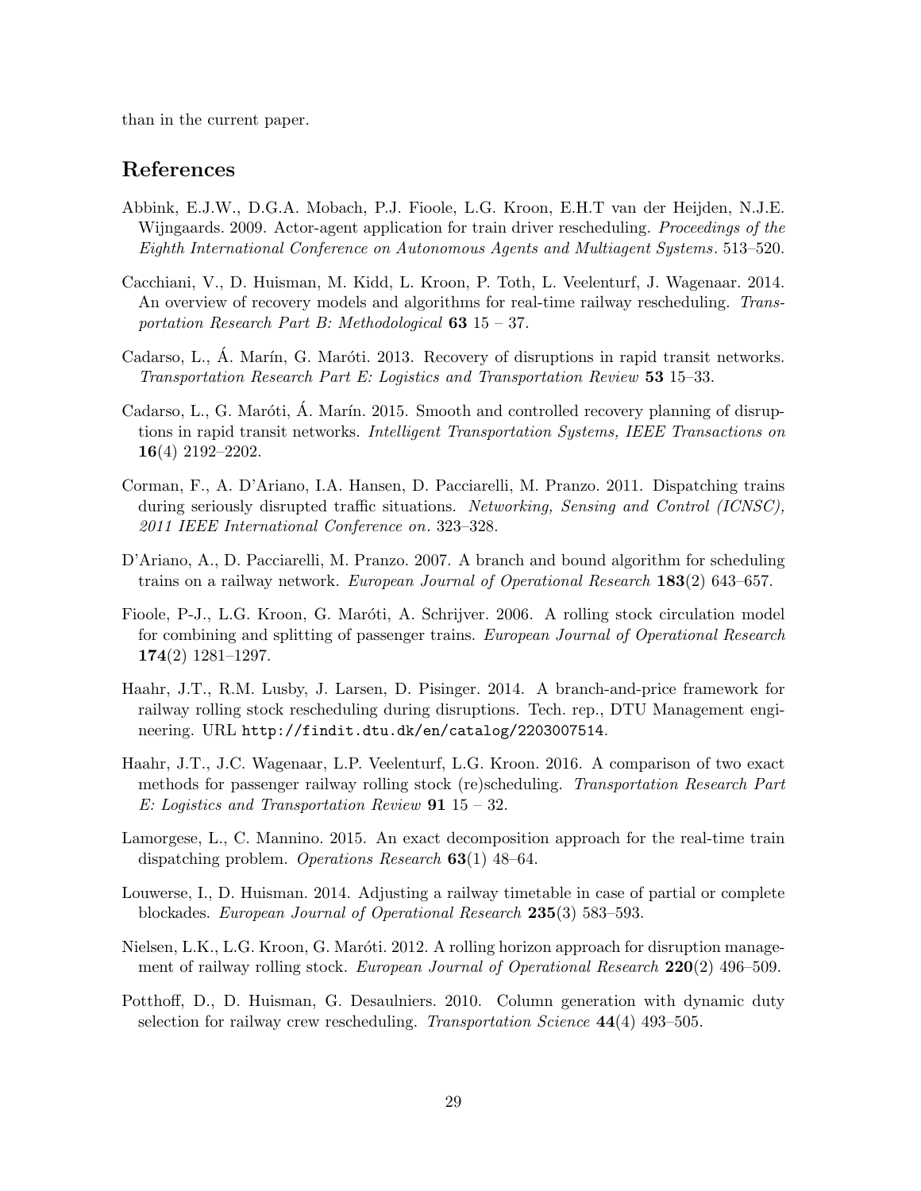than in the current paper.

## References

Abbink, E.J.W., D.G.A. Mobach, P.J. Fioole, L.G. Kroon, E.H.T van der Heijden, N.J.E. Wijngaards. 2009. Actor-agent application for train driver rescheduling. *Proceedings of the Eighth International Conference on Autonomous Agents and Multiagent Systems*. 513–520.

Cacchiani, V., D. Huisman, M. Kidd, L. Kroon, P. Toth, L. Veelenturf, J. Wagenaar. 2014. An overview of recovery models and algorithms for real-time railway rescheduling. *Transportation Research Part B: Methodological* **63** 15 – 37.

Cadarso, L., Á. Marín, G. Maróti. 2013. Recovery of disruptions in rapid transit networks. *Transportation Research Part E: Logistics and Transportation Review* **53** 15–33.

Cadarso, L., G. Maróti, Á. Marín. 2015. Smooth and controlled recovery planning of disruptions in rapid transit networks. *Intelligent Transportation Systems, IEEE Transactions on* **16**(4) 2192–2202.

Corman, F., A. D'Ariano, I.A. Hansen, D. Pacciarelli, M. Pranzo. 2011. Dispatching trains during seriously disrupted traffic situations. *Networking, Sensing and Control (ICNSC), 2011 IEEE International Conference on*. 323–328.

D'Ariano, A., D. Pacciarelli, M. Pranzo. 2007. A branch and bound algorithm for scheduling trains on a railway network. *European Journal of Operational Research* **183**(2) 643–657.

Fioole, P-J., L.G. Kroon, G. Maróti, A. Schrijver. 2006. A rolling stock circulation model for combining and splitting of passenger trains. *European Journal of Operational Research* **174**(2) 1281–1297.

Haahr, J.T., R.M. Lusby, J. Larsen, D. Pisinger. 2014. A branch-and-price framework for railway rolling stock rescheduling during disruptions. Tech. rep., DTU Management engineering. URL http://findit.dtu.dk/en/catalog/2203007514.

Haahr, J.T., J.C. Wagenaar, L.P. Veelenturf, L.G. Kroon. 2016. A comparison of two exact methods for passenger railway rolling stock (re)scheduling. *Transportation Research Part E: Logistics and Transportation Review* **91** 15 – 32.

Lamorgese, L., C. Mannino. 2015. An exact decomposition approach for the real-time train dispatching problem. *Operations Research* **63**(1) 48–64.

Louwerse, I., D. Huisman. 2014. Adjusting a railway timetable in case of partial or complete blockades. *European Journal of Operational Research* **235**(3) 583–593.

Nielsen, L.K., L.G. Kroon, G. Maróti. 2012. A rolling horizon approach for disruption management of railway rolling stock. *European Journal of Operational Research* **220**(2) 496–509.

Potthoff, D., D. Huisman, G. Desaulniers. 2010. Column generation with dynamic duty selection for railway crew rescheduling. *Transportation Science* **44**(4) 493–505.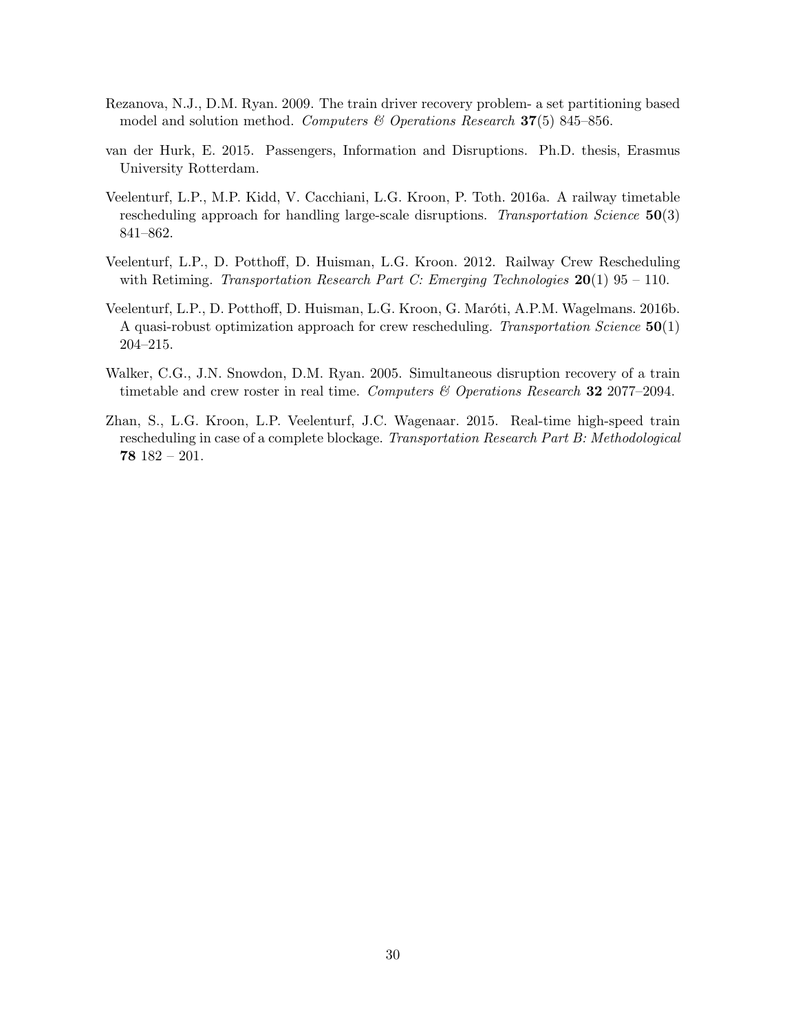Rezanova, N.J., D.M. Ryan. 2009. The train driver recovery problem- a set partitioning based model and solution method. *Computers & Operations Research* **37**(5) 845–856.

van der Hurk, E. 2015. Passengers, Information and Disruptions. Ph.D. thesis, Erasmus University Rotterdam.

Veelenturf, L.P., M.P. Kidd, V. Cacchiani, L.G. Kroon, P. Toth. 2016a. A railway timetable rescheduling approach for handling large-scale disruptions. *Transportation Science* **50**(3) 841–862.

Veelenturf, L.P., D. Potthoff, D. Huisman, L.G. Kroon. 2012. Railway Crew Rescheduling with Retiming. *Transportation Research Part C: Emerging Technologies* **20**(1) 95 – 110.

Veelenturf, L.P., D. Potthoff, D. Huisman, L.G. Kroon, G. Maróti, A.P.M. Wagelmans. 2016b. A quasi-robust optimization approach for crew rescheduling. *Transportation Science* **50**(1) 204–215.

Walker, C.G., J.N. Snowdon, D.M. Ryan. 2005. Simultaneous disruption recovery of a train timetable and crew roster in real time. *Computers & Operations Research* **32** 2077–2094.

Zhan, S., L.G. Kroon, L.P. Veelenturf, J.C. Wagenaar. 2015. Real-time high-speed train rescheduling in case of a complete blockage. *Transportation Research Part B: Methodological* **78** 182 – 201.